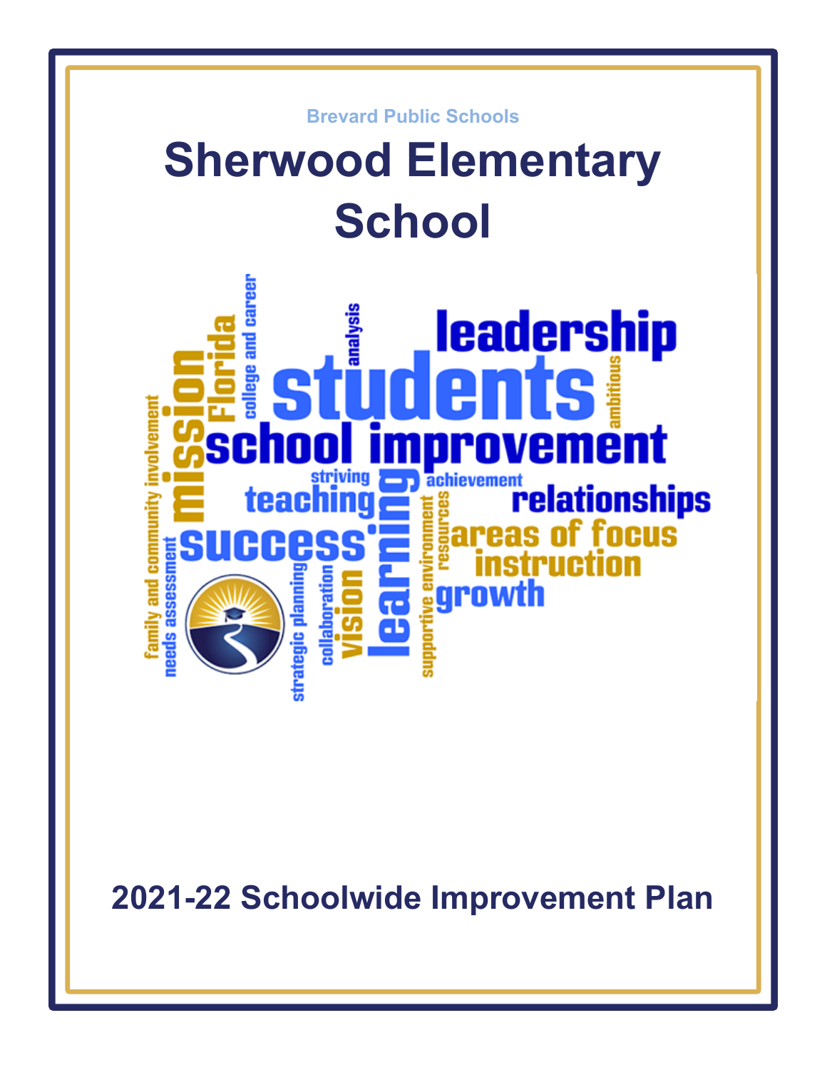Brevard Public Schools

# Sherwood Elementary School

## 2021-22 Schoolwide Improvement Plan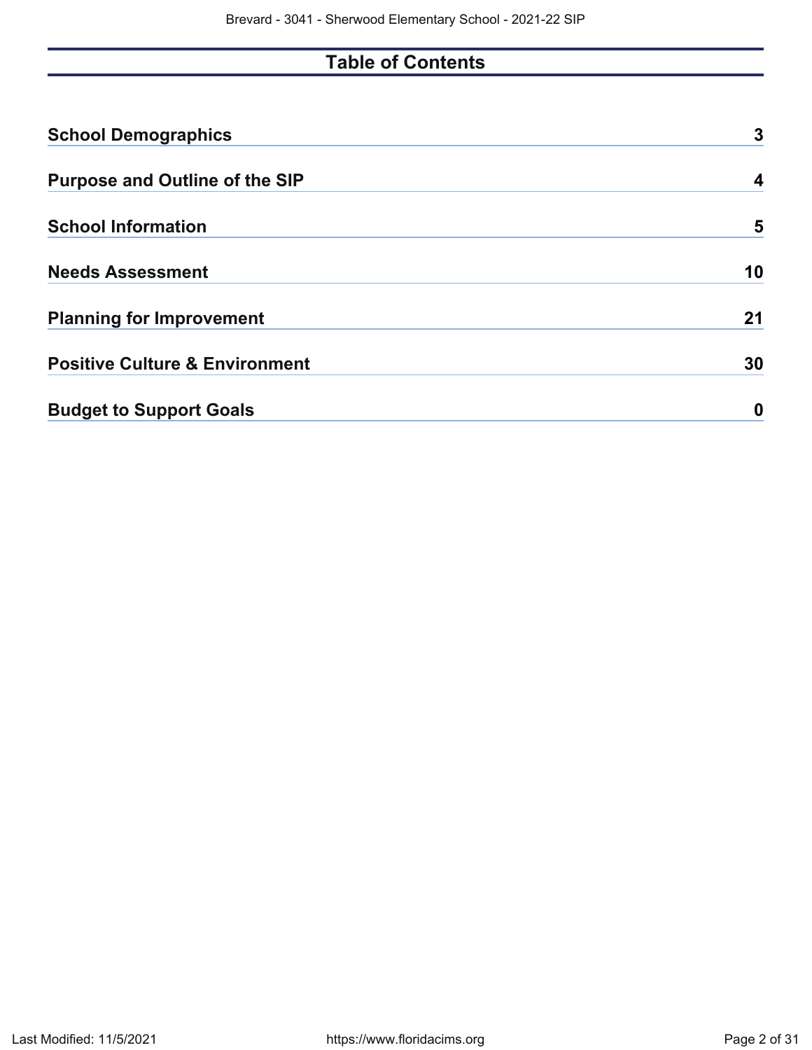# Table of Contents

| | |
|---|---|
| **School Demographics** | **3** |
| **Purpose and Outline of the SIP** | **4** |
| **School Information** | **5** |
| **Needs Assessment** | **10** |
| **Planning for Improvement** | **21** |
| **Positive Culture & Environment** | **30** |
| **Budget to Support Goals** | **0** |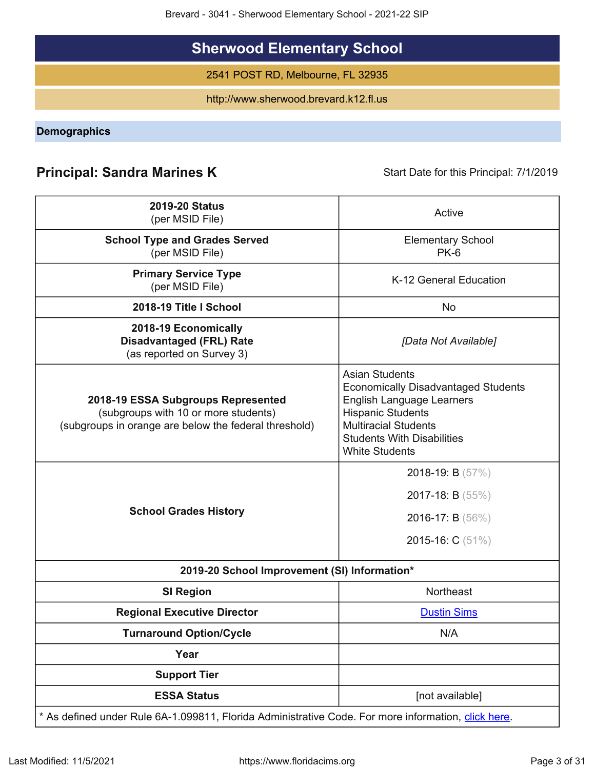# Sherwood Elementary School

2541 POST RD, Melbourne, FL 32935

http://www.sherwood.brevard.k12.fl.us

## Demographics

**Principal: Sandra Marines K** Start Date for this Principal: 7/1/2019

| | |
|---|---|
| **2019-20 Status** (per MSID File) | Active |
| **School Type and Grades Served** (per MSID File) | Elementary School PK-6 |
| **Primary Service Type** (per MSID File) | K-12 General Education |
| **2018-19 Title I School** | No |
| **2018-19 Economically Disadvantaged (FRL) Rate** (as reported on Survey 3) | *[Data Not Available]* |
| **2018-19 ESSA Subgroups Represented** (subgroups with 10 or more students) (subgroups in orange are below the federal threshold) | Asian Students<br>Economically Disadvantaged Students<br>English Language Learners<br>Hispanic Students<br>Multiracial Students<br>Students With Disabilities<br>White Students |
| **School Grades History** | 2018-19: B (57%)<br>2017-18: B (55%)<br>2016-17: B (56%)<br>2015-16: C (51%) |
| **2019-20 School Improvement (SI) Information*** | |
| **SI Region** | Northeast |
| **Regional Executive Director** | Dustin Sims |
| **Turnaround Option/Cycle** | N/A |
| **Year** | |
| **Support Tier** | |
| **ESSA Status** | [not available] |

* As defined under Rule 6A-1.099811, Florida Administrative Code. For more information, click here.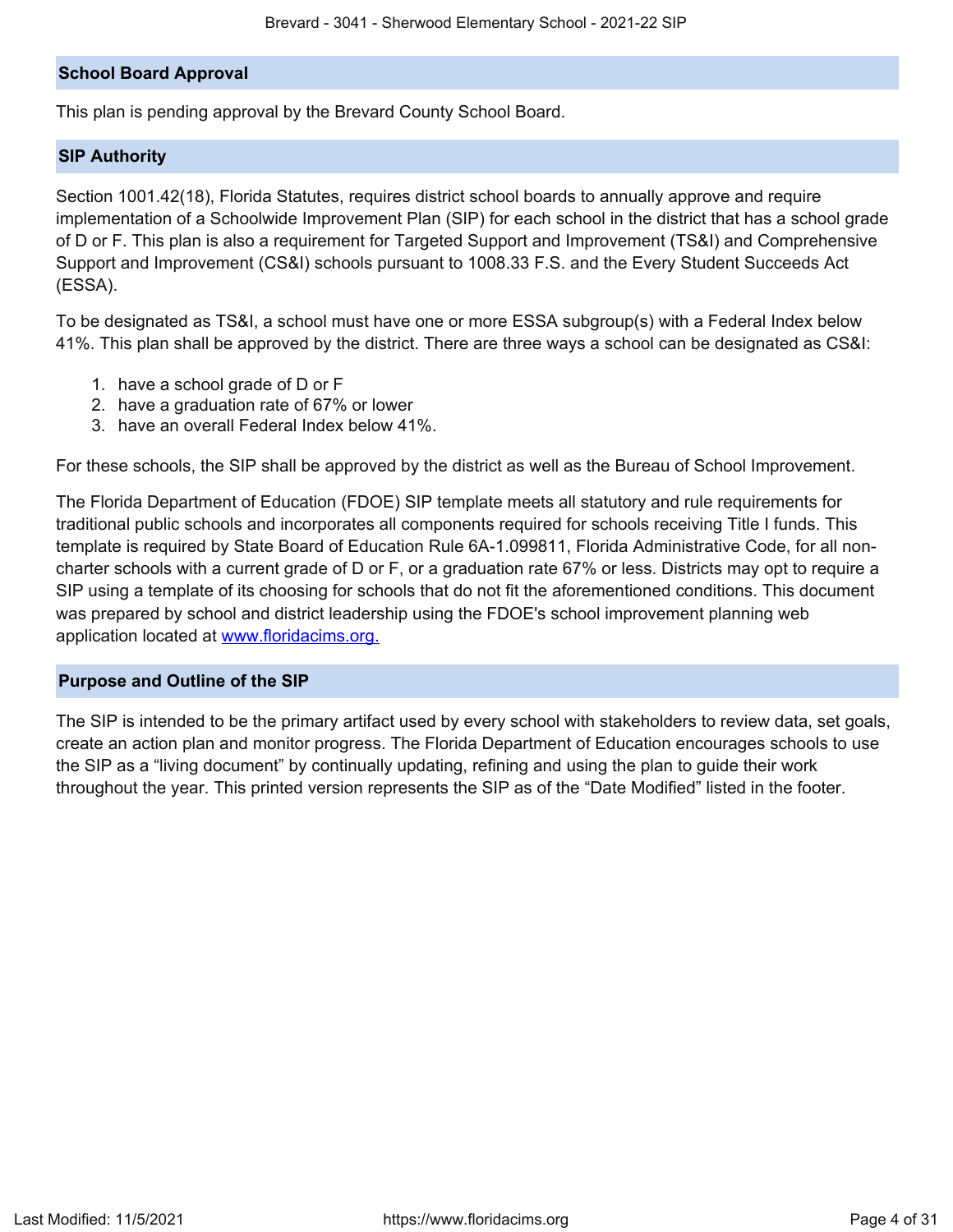## School Board Approval

This plan is pending approval by the Brevard County School Board.

## SIP Authority

Section 1001.42(18), Florida Statutes, requires district school boards to annually approve and require implementation of a Schoolwide Improvement Plan (SIP) for each school in the district that has a school grade of D or F. This plan is also a requirement for Targeted Support and Improvement (TS&I) and Comprehensive Support and Improvement (CS&I) schools pursuant to 1008.33 F.S. and the Every Student Succeeds Act (ESSA).

To be designated as TS&I, a school must have one or more ESSA subgroup(s) with a Federal Index below 41%. This plan shall be approved by the district. There are three ways a school can be designated as CS&I:

1. have a school grade of D or F
2. have a graduation rate of 67% or lower
3. have an overall Federal Index below 41%.

For these schools, the SIP shall be approved by the district as well as the Bureau of School Improvement.

The Florida Department of Education (FDOE) SIP template meets all statutory and rule requirements for traditional public schools and incorporates all components required for schools receiving Title I funds. This template is required by State Board of Education Rule 6A-1.099811, Florida Administrative Code, for all non-charter schools with a current grade of D or F, or a graduation rate 67% or less. Districts may opt to require a SIP using a template of its choosing for schools that do not fit the aforementioned conditions. This document was prepared by school and district leadership using the FDOE's school improvement planning web application located at [www.floridacims.org.](https://www.floridacims.org)

## Purpose and Outline of the SIP

The SIP is intended to be the primary artifact used by every school with stakeholders to review data, set goals, create an action plan and monitor progress. The Florida Department of Education encourages schools to use the SIP as a "living document" by continually updating, refining and using the plan to guide their work throughout the year. This printed version represents the SIP as of the "Date Modified" listed in the footer.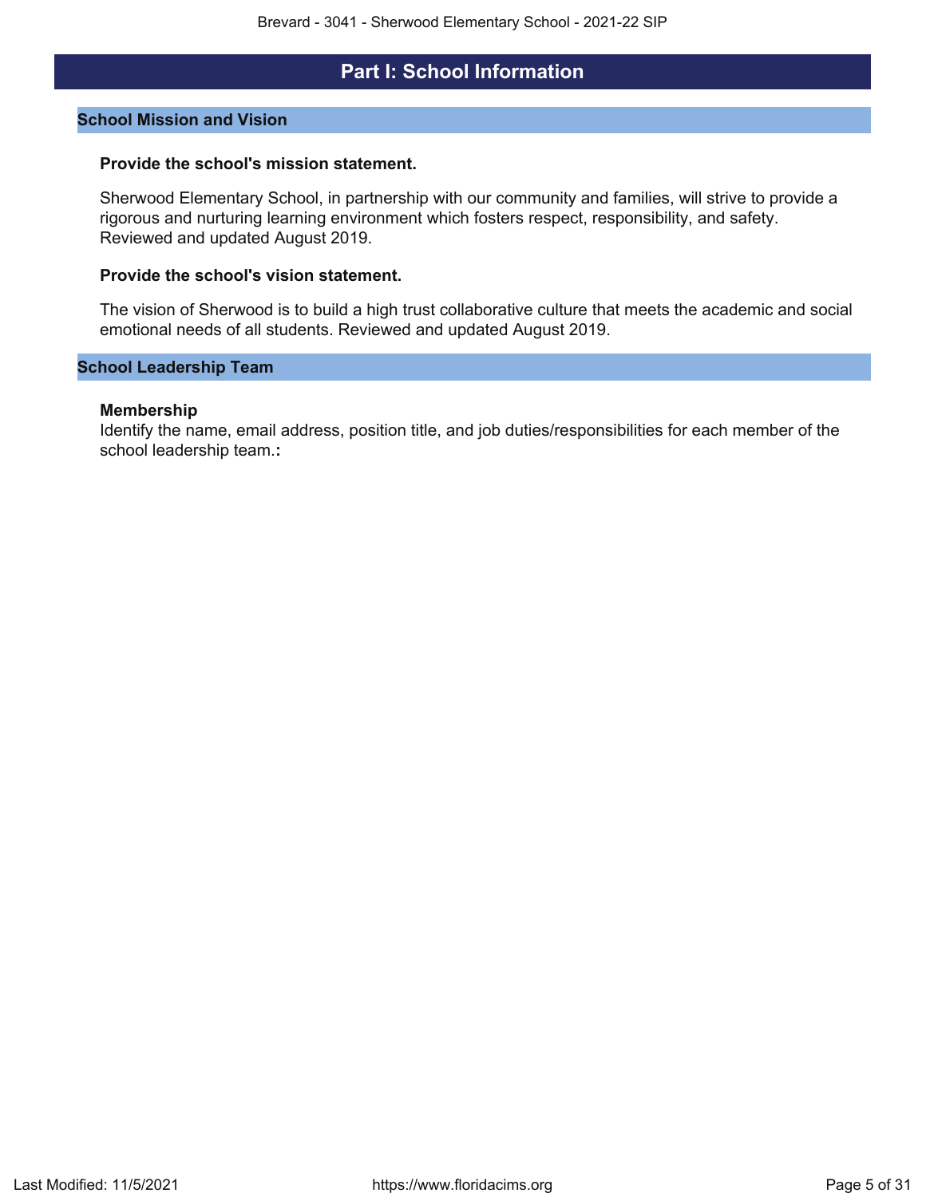# Part I: School Information

## School Mission and Vision

**Provide the school's mission statement.**

Sherwood Elementary School, in partnership with our community and families, will strive to provide a rigorous and nurturing learning environment which fosters respect, responsibility, and safety. Reviewed and updated August 2019.

**Provide the school's vision statement.**

The vision of Sherwood is to build a high trust collaborative culture that meets the academic and social emotional needs of all students. Reviewed and updated August 2019.

## School Leadership Team

**Membership**

Identify the name, email address, position title, and job duties/responsibilities for each member of the school leadership team.**:**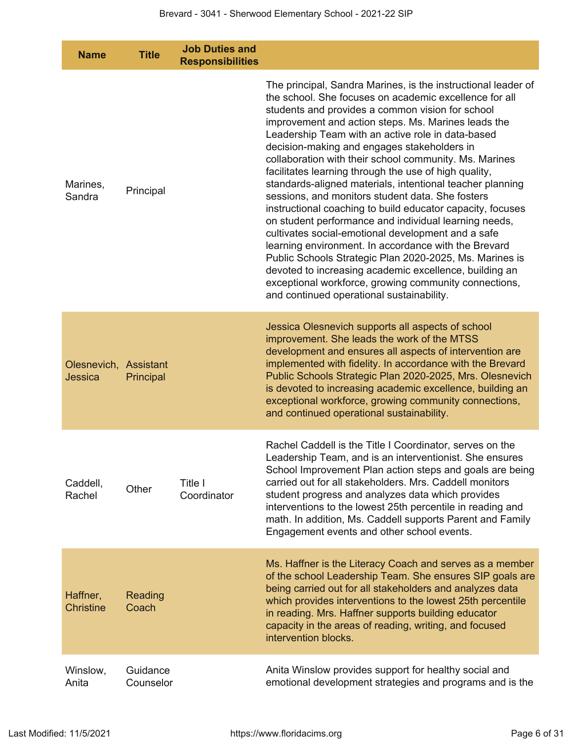| Name | Title | Job Duties and Responsibilities | |
|---|---|---|---|
| Marines, Sandra | Principal | | The principal, Sandra Marines, is the instructional leader of the school. She focuses on academic excellence for all students and provides a common vision for school improvement and action steps. Ms. Marines leads the Leadership Team with an active role in data-based decision-making and engages stakeholders in collaboration with their school community. Ms. Marines facilitates learning through the use of high quality, standards-aligned materials, intentional teacher planning sessions, and monitors student data. She fosters instructional coaching to build educator capacity, focuses on student performance and individual learning needs, cultivates social-emotional development and a safe learning environment. In accordance with the Brevard Public Schools Strategic Plan 2020-2025, Ms. Marines is devoted to increasing academic excellence, building an exceptional workforce, growing community connections, and continued operational sustainability. |
| Olesnevich, Jessica | Assistant Principal | | Jessica Olesnevich supports all aspects of school improvement. She leads the work of the MTSS development and ensures all aspects of intervention are implemented with fidelity. In accordance with the Brevard Public Schools Strategic Plan 2020-2025, Mrs. Olesnevich is devoted to increasing academic excellence, building an exceptional workforce, growing community connections, and continued operational sustainability. |
| Caddell, Rachel | Other | Title I Coordinator | Rachel Caddell is the Title I Coordinator, serves on the Leadership Team, and is an interventionist. She ensures School Improvement Plan action steps and goals are being carried out for all stakeholders. Mrs. Caddell monitors student progress and analyzes data which provides interventions to the lowest 25th percentile in reading and math. In addition, Ms. Caddell supports Parent and Family Engagement events and other school events. |
| Haffner, Christine | Reading Coach | | Ms. Haffner is the Literacy Coach and serves as a member of the school Leadership Team. She ensures SIP goals are being carried out for all stakeholders and analyzes data which provides interventions to the lowest 25th percentile in reading. Mrs. Haffner supports building educator capacity in the areas of reading, writing, and focused intervention blocks. |
| Winslow, Anita | Guidance Counselor | | Anita Winslow provides support for healthy social and emotional development strategies and programs and is the |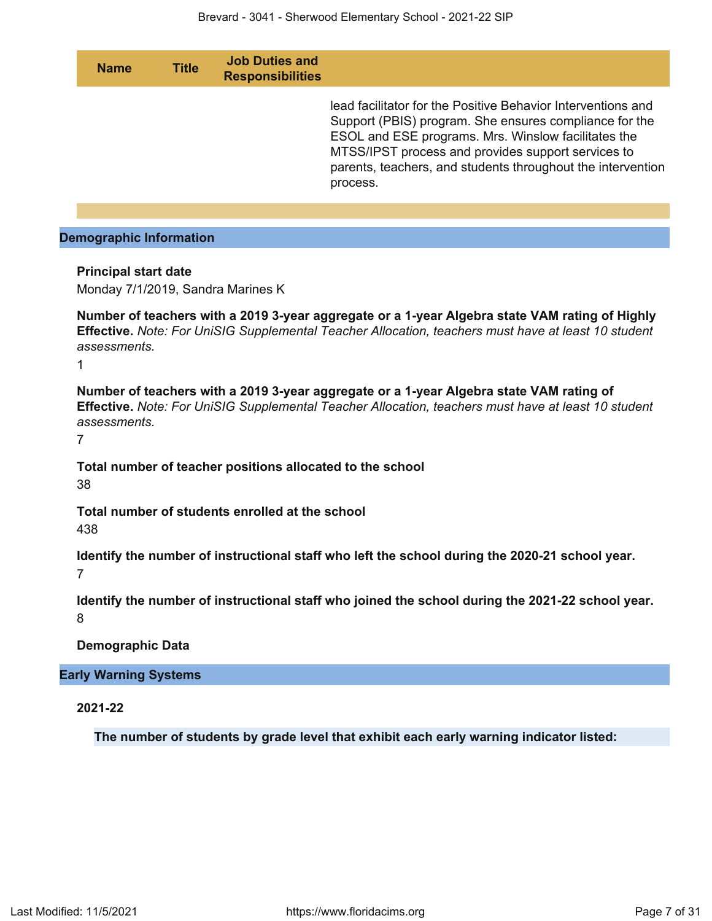| Name | Title | Job Duties and Responsibilities |
|---|---|---|
| | | lead facilitator for the Positive Behavior Interventions and Support (PBIS) program. She ensures compliance for the ESOL and ESE programs. Mrs. Winslow facilitates the MTSS/IPST process and provides support services to parents, teachers, and students throughout the intervention process. |

## Demographic Information

**Principal start date**

Monday 7/1/2019, Sandra Marines K

**Number of teachers with a 2019 3-year aggregate or a 1-year Algebra state VAM rating of Highly Effective.** *Note: For UniSIG Supplemental Teacher Allocation, teachers must have at least 10 student assessments.*

1

**Number of teachers with a 2019 3-year aggregate or a 1-year Algebra state VAM rating of Effective.** *Note: For UniSIG Supplemental Teacher Allocation, teachers must have at least 10 student assessments.*

7

**Total number of teacher positions allocated to the school**

38

**Total number of students enrolled at the school**

438

**Identify the number of instructional staff who left the school during the 2020-21 school year.**

7

**Identify the number of instructional staff who joined the school during the 2021-22 school year.**

8

**Demographic Data**

## Early Warning Systems

**2021-22**

**The number of students by grade level that exhibit each early warning indicator listed:**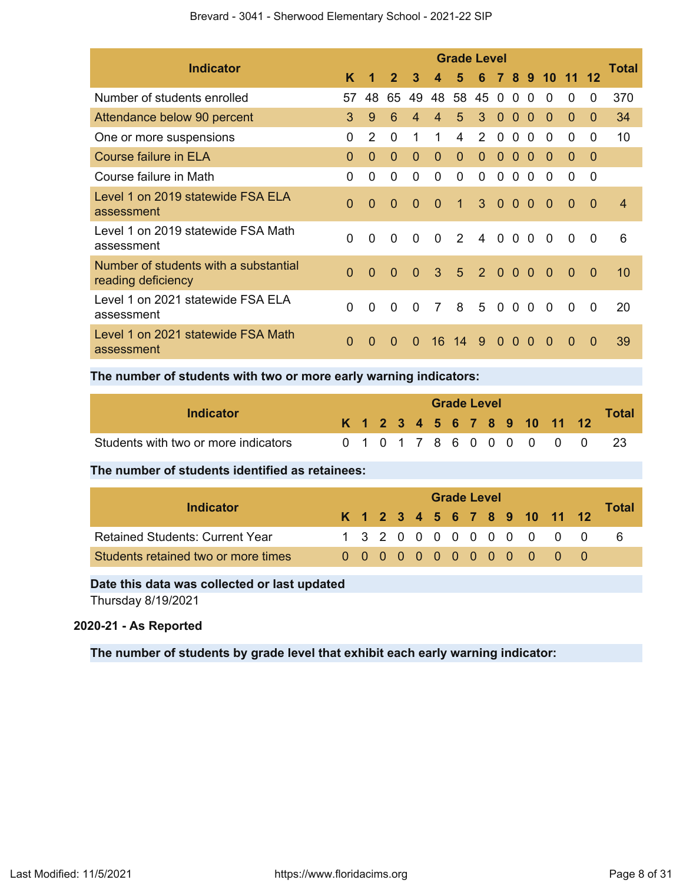| Indicator | Grade Level | | | | | | | | | | | | | Total |
|---|---|---|---|---|---|---|---|---|---|---|---|---|---|---|
| | K | 1 | 2 | 3 | 4 | 5 | 6 | 7 | 8 | 9 | 10 | 11 | 12 | |
| Number of students enrolled | 57 | 48 | 65 | 49 | 48 | 58 | 45 | 0 | 0 | 0 | 0 | 0 | 0 | 370 |
| Attendance below 90 percent | 3 | 9 | 6 | 4 | 4 | 5 | 3 | 0 | 0 | 0 | 0 | 0 | 0 | 34 |
| One or more suspensions | 0 | 2 | 0 | 1 | 1 | 4 | 2 | 0 | 0 | 0 | 0 | 0 | 0 | 10 |
| Course failure in ELA | 0 | 0 | 0 | 0 | 0 | 0 | 0 | 0 | 0 | 0 | 0 | 0 | 0 | |
| Course failure in Math | 0 | 0 | 0 | 0 | 0 | 0 | 0 | 0 | 0 | 0 | 0 | 0 | 0 | |
| Level 1 on 2019 statewide FSA ELA assessment | 0 | 0 | 0 | 0 | 0 | 1 | 3 | 0 | 0 | 0 | 0 | 0 | 0 | 4 |
| Level 1 on 2019 statewide FSA Math assessment | 0 | 0 | 0 | 0 | 0 | 2 | 4 | 0 | 0 | 0 | 0 | 0 | 0 | 6 |
| Number of students with a substantial reading deficiency | 0 | 0 | 0 | 0 | 3 | 5 | 2 | 0 | 0 | 0 | 0 | 0 | 0 | 10 |
| Level 1 on 2021 statewide FSA ELA assessment | 0 | 0 | 0 | 0 | 7 | 8 | 5 | 0 | 0 | 0 | 0 | 0 | 0 | 20 |
| Level 1 on 2021 statewide FSA Math assessment | 0 | 0 | 0 | 0 | 16 | 14 | 9 | 0 | 0 | 0 | 0 | 0 | 0 | 39 |

**The number of students with two or more early warning indicators:**

| Indicator | Grade Level | | | | | | | | | | | | | Total |
|---|---|---|---|---|---|---|---|---|---|---|---|---|---|---|
| | K | 1 | 2 | 3 | 4 | 5 | 6 | 7 | 8 | 9 | 10 | 11 | 12 | |
| Students with two or more indicators | 0 | 1 | 0 | 1 | 7 | 8 | 6 | 0 | 0 | 0 | 0 | 0 | 0 | 23 |

**The number of students identified as retainees:**

| Indicator | Grade Level | | | | | | | | | | | | | Total |
|---|---|---|---|---|---|---|---|---|---|---|---|---|---|---|
| | K | 1 | 2 | 3 | 4 | 5 | 6 | 7 | 8 | 9 | 10 | 11 | 12 | |
| Retained Students: Current Year | 1 | 3 | 2 | 0 | 0 | 0 | 0 | 0 | 0 | 0 | 0 | 0 | 0 | 6 |
| Students retained two or more times | 0 | 0 | 0 | 0 | 0 | 0 | 0 | 0 | 0 | 0 | 0 | 0 | 0 | |

**Date this data was collected or last updated**

Thursday 8/19/2021

**2020-21 - As Reported**

**The number of students by grade level that exhibit each early warning indicator:**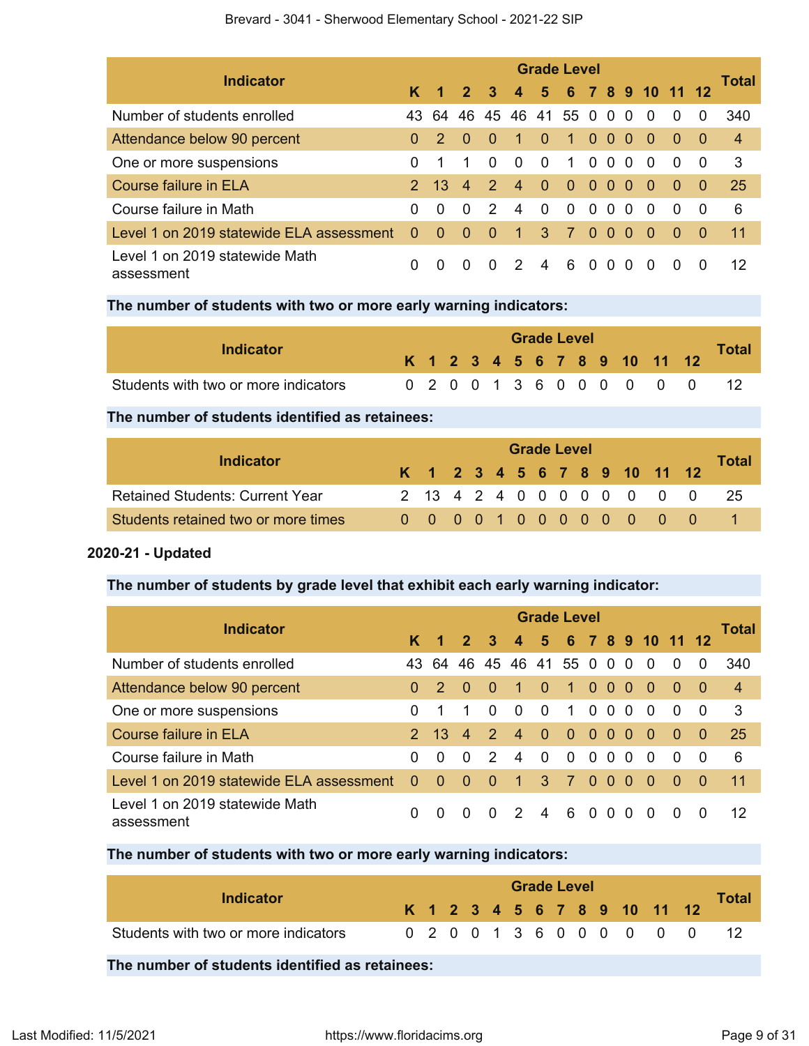| Indicator | Grade Level | | | | | | | | | | | | | Total |
|---|---|---|---|---|---|---|---|---|---|---|---|---|---|---|
| | K | 1 | 2 | 3 | 4 | 5 | 6 | 7 | 8 | 9 | 10 | 11 | 12 | |
| Number of students enrolled | 43 | 64 | 46 | 45 | 46 | 41 | 55 | 0 | 0 | 0 | 0 | 0 | 0 | 340 |
| Attendance below 90 percent | 0 | 2 | 0 | 0 | 1 | 0 | 1 | 0 | 0 | 0 | 0 | 0 | 0 | 4 |
| One or more suspensions | 0 | 1 | 1 | 0 | 0 | 0 | 1 | 0 | 0 | 0 | 0 | 0 | 0 | 3 |
| Course failure in ELA | 2 | 13 | 4 | 2 | 4 | 0 | 0 | 0 | 0 | 0 | 0 | 0 | 0 | 25 |
| Course failure in Math | 0 | 0 | 0 | 2 | 4 | 0 | 0 | 0 | 0 | 0 | 0 | 0 | 0 | 6 |
| Level 1 on 2019 statewide ELA assessment | 0 | 0 | 0 | 0 | 1 | 3 | 7 | 0 | 0 | 0 | 0 | 0 | 0 | 11 |
| Level 1 on 2019 statewide Math assessment | 0 | 0 | 0 | 0 | 2 | 4 | 6 | 0 | 0 | 0 | 0 | 0 | 0 | 12 |

**The number of students with two or more early warning indicators:**

| Indicator | Grade Level | | | | | | | | | | | | | Total |
|---|---|---|---|---|---|---|---|---|---|---|---|---|---|---|
| | K | 1 | 2 | 3 | 4 | 5 | 6 | 7 | 8 | 9 | 10 | 11 | 12 | |
| Students with two or more indicators | 0 | 2 | 0 | 0 | 1 | 3 | 6 | 0 | 0 | 0 | 0 | 0 | 0 | 12 |

**The number of students identified as retainees:**

| Indicator | Grade Level | | | | | | | | | | | | | Total |
|---|---|---|---|---|---|---|---|---|---|---|---|---|---|---|
| | K | 1 | 2 | 3 | 4 | 5 | 6 | 7 | 8 | 9 | 10 | 11 | 12 | |
| Retained Students: Current Year | 2 | 13 | 4 | 2 | 4 | 0 | 0 | 0 | 0 | 0 | 0 | 0 | 0 | 25 |
| Students retained two or more times | 0 | 0 | 0 | 0 | 1 | 0 | 0 | 0 | 0 | 0 | 0 | 0 | 0 | 1 |

**2020-21 - Updated**

**The number of students by grade level that exhibit each early warning indicator:**

| Indicator | Grade Level | | | | | | | | | | | | | Total |
|---|---|---|---|---|---|---|---|---|---|---|---|---|---|---|
| | K | 1 | 2 | 3 | 4 | 5 | 6 | 7 | 8 | 9 | 10 | 11 | 12 | |
| Number of students enrolled | 43 | 64 | 46 | 45 | 46 | 41 | 55 | 0 | 0 | 0 | 0 | 0 | 0 | 340 |
| Attendance below 90 percent | 0 | 2 | 0 | 0 | 1 | 0 | 1 | 0 | 0 | 0 | 0 | 0 | 0 | 4 |
| One or more suspensions | 0 | 1 | 1 | 0 | 0 | 0 | 1 | 0 | 0 | 0 | 0 | 0 | 0 | 3 |
| Course failure in ELA | 2 | 13 | 4 | 2 | 4 | 0 | 0 | 0 | 0 | 0 | 0 | 0 | 0 | 25 |
| Course failure in Math | 0 | 0 | 0 | 2 | 4 | 0 | 0 | 0 | 0 | 0 | 0 | 0 | 0 | 6 |
| Level 1 on 2019 statewide ELA assessment | 0 | 0 | 0 | 0 | 1 | 3 | 7 | 0 | 0 | 0 | 0 | 0 | 0 | 11 |
| Level 1 on 2019 statewide Math assessment | 0 | 0 | 0 | 0 | 2 | 4 | 6 | 0 | 0 | 0 | 0 | 0 | 0 | 12 |

**The number of students with two or more early warning indicators:**

| Indicator | Grade Level | | | | | | | | | | | | | Total |
|---|---|---|---|---|---|---|---|---|---|---|---|---|---|---|
| | K | 1 | 2 | 3 | 4 | 5 | 6 | 7 | 8 | 9 | 10 | 11 | 12 | |
| Students with two or more indicators | 0 | 2 | 0 | 0 | 1 | 3 | 6 | 0 | 0 | 0 | 0 | 0 | 0 | 12 |

**The number of students identified as retainees:**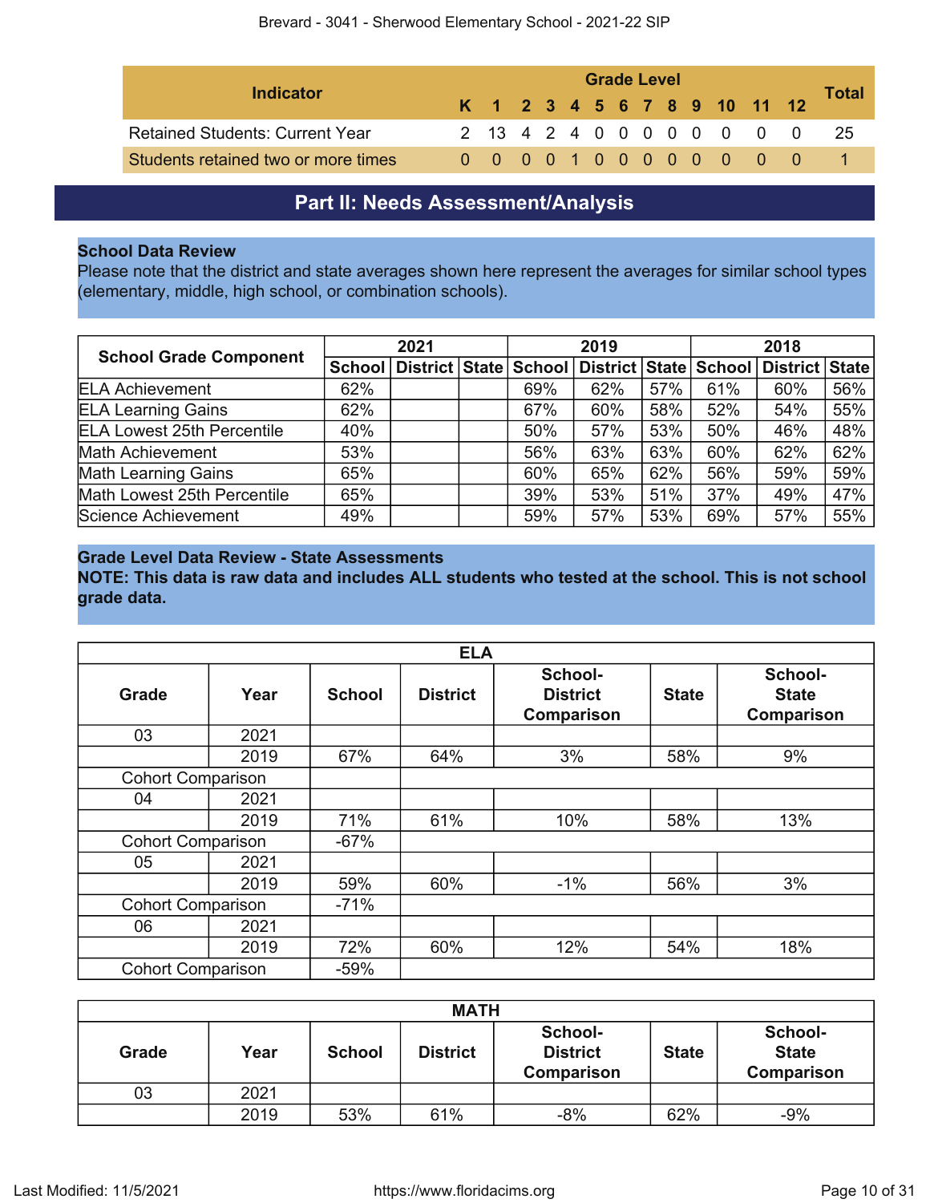| Indicator | Grade Level | | | | | | | | | | | | | Total |
|---|---|---|---|---|---|---|---|---|---|---|---|---|---|---|
| | K | 1 | 2 | 3 | 4 | 5 | 6 | 7 | 8 | 9 | 10 | 11 | 12 | |
| Retained Students: Current Year | 2 | 13 | 4 | 2 | 4 | 0 | 0 | 0 | 0 | 0 | 0 | 0 | 0 | 25 |
| Students retained two or more times | 0 | 0 | 0 | 0 | 1 | 0 | 0 | 0 | 0 | 0 | 0 | 0 | 0 | 1 |

# Part II: Needs Assessment/Analysis

**School Data Review**

Please note that the district and state averages shown here represent the averages for similar school types (elementary, middle, high school, or combination schools).

| School Grade Component | 2021 | | | 2019 | | | 2018 | | |
|---|---|---|---|---|---|---|---|---|---|
| | School | District | State | School | District | State | School | District | State |
| ELA Achievement | 62% | | | 69% | 62% | 57% | 61% | 60% | 56% |
| ELA Learning Gains | 62% | | | 67% | 60% | 58% | 52% | 54% | 55% |
| ELA Lowest 25th Percentile | 40% | | | 50% | 57% | 53% | 50% | 46% | 48% |
| Math Achievement | 53% | | | 56% | 63% | 63% | 60% | 62% | 62% |
| Math Learning Gains | 65% | | | 60% | 65% | 62% | 56% | 59% | 59% |
| Math Lowest 25th Percentile | 65% | | | 39% | 53% | 51% | 37% | 49% | 47% |
| Science Achievement | 49% | | | 59% | 57% | 53% | 69% | 57% | 55% |

**Grade Level Data Review - State Assessments**

**NOTE: This data is raw data and includes ALL students who tested at the school. This is not school grade data.**

| ELA | | | | | | |
|---|---|---|---|---|---|---|
| Grade | Year | School | District | School-District Comparison | State | School-State Comparison |
| 03 | 2021 | | | | | |
| | 2019 | 67% | 64% | 3% | 58% | 9% |
| Cohort Comparison | | | | | | |
| 04 | 2021 | | | | | |
| | 2019 | 71% | 61% | 10% | 58% | 13% |
| Cohort Comparison | | -67% | | | | |
| 05 | 2021 | | | | | |
| | 2019 | 59% | 60% | -1% | 56% | 3% |
| Cohort Comparison | | -71% | | | | |
| 06 | 2021 | | | | | |
| | 2019 | 72% | 60% | 12% | 54% | 18% |
| Cohort Comparison | | -59% | | | | |

| MATH | | | | | | |
|---|---|---|---|---|---|---|
| Grade | Year | School | District | School-District Comparison | State | School-State Comparison |
| 03 | 2021 | | | | | |
| | 2019 | 53% | 61% | -8% | 62% | -9% |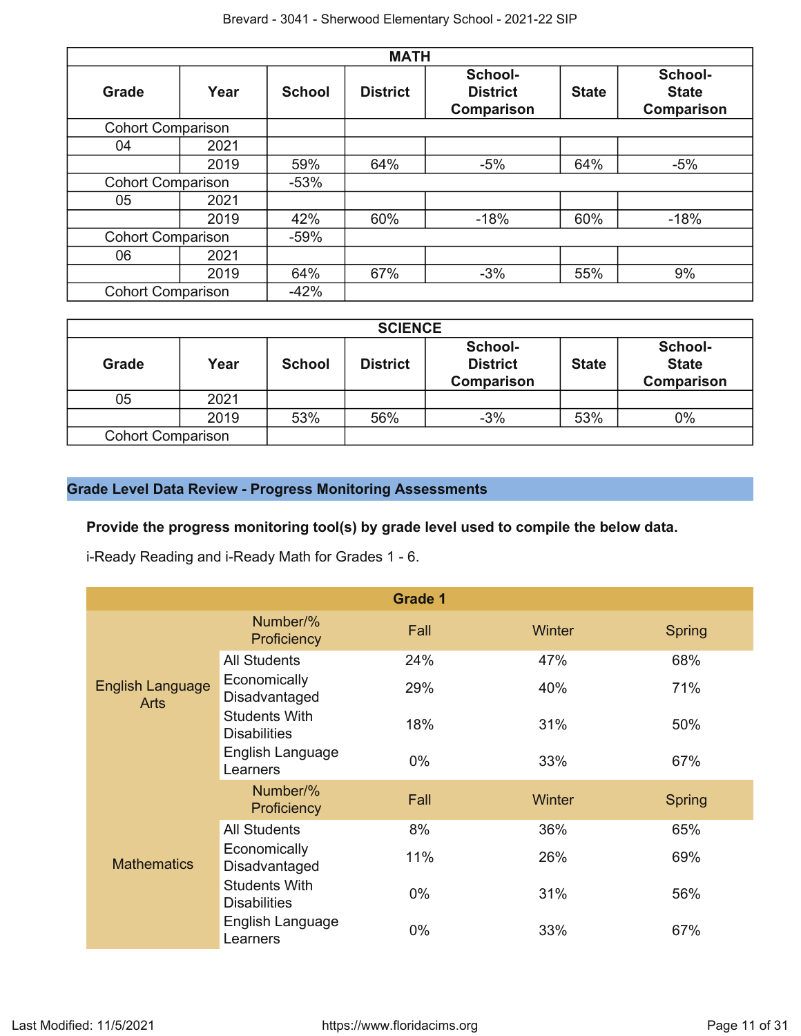| MATH | | | | | | |
|---|---|---|---|---|---|---|
| **Grade** | **Year** | **School** | **District** | **School-District Comparison** | **State** | **School-State Comparison** |
| Cohort Comparison | | | | | | |
| 04 | 2021 | | | | | |
| | 2019 | 59% | 64% | -5% | 64% | -5% |
| Cohort Comparison | | -53% | | | | |
| 05 | 2021 | | | | | |
| | 2019 | 42% | 60% | -18% | 60% | -18% |
| Cohort Comparison | | -59% | | | | |
| 06 | 2021 | | | | | |
| | 2019 | 64% | 67% | -3% | 55% | 9% |
| Cohort Comparison | | -42% | | | | |

| SCIENCE | | | | | | |
|---|---|---|---|---|---|---|
| **Grade** | **Year** | **School** | **District** | **School-District Comparison** | **State** | **School-State Comparison** |
| 05 | 2021 | | | | | |
| | 2019 | 53% | 56% | -3% | 53% | 0% |
| Cohort Comparison | | | | | | |

## Grade Level Data Review - Progress Monitoring Assessments

**Provide the progress monitoring tool(s) by grade level used to compile the below data.**

i-Ready Reading and i-Ready Math for Grades 1 - 6.

| Grade 1 | | | | |
|---|---|---|---|---|
| English Language Arts | Number/% Proficiency | Fall | Winter | Spring |
| | All Students | 24% | 47% | 68% |
| | Economically Disadvantaged | 29% | 40% | 71% |
| | Students With Disabilities | 18% | 31% | 50% |
| | English Language Learners | 0% | 33% | 67% |
| Mathematics | Number/% Proficiency | Fall | Winter | Spring |
| | All Students | 8% | 36% | 65% |
| | Economically Disadvantaged | 11% | 26% | 69% |
| | Students With Disabilities | 0% | 31% | 56% |
| | English Language Learners | 0% | 33% | 67% |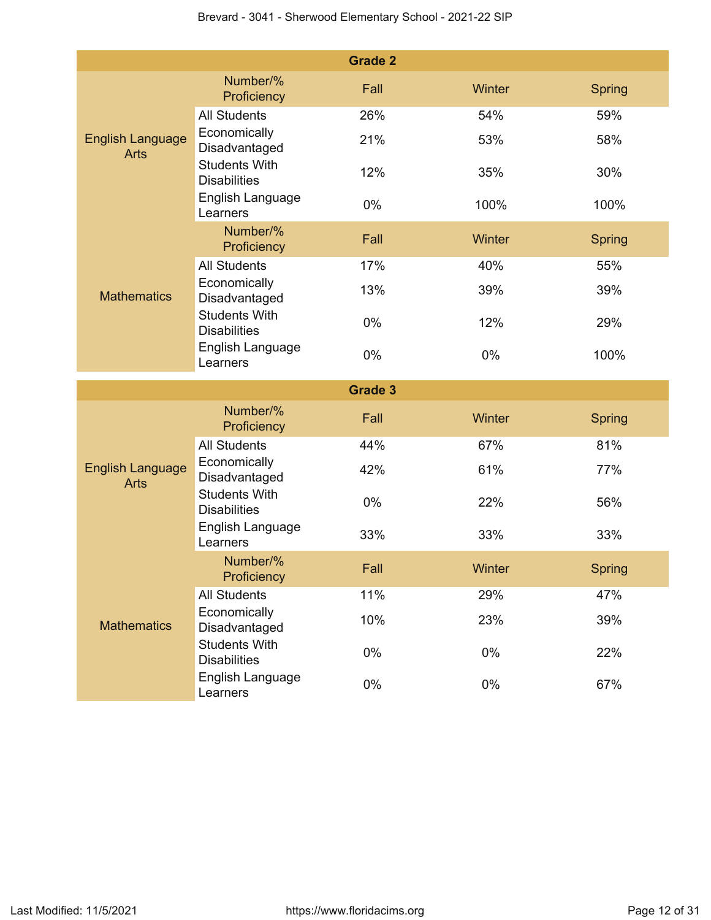| Grade 2 | | | | |
|---|---|---|---|---|
| | Number/% Proficiency | Fall | Winter | Spring |
| English Language Arts | All Students | 26% | 54% | 59% |
| | Economically Disadvantaged | 21% | 53% | 58% |
| | Students With Disabilities | 12% | 35% | 30% |
| | English Language Learners | 0% | 100% | 100% |
| | Number/% Proficiency | Fall | Winter | Spring |
| Mathematics | All Students | 17% | 40% | 55% |
| | Economically Disadvantaged | 13% | 39% | 39% |
| | Students With Disabilities | 0% | 12% | 29% |
| | English Language Learners | 0% | 0% | 100% |

| Grade 3 | | | | |
|---|---|---|---|---|
| | Number/% Proficiency | Fall | Winter | Spring |
| English Language Arts | All Students | 44% | 67% | 81% |
| | Economically Disadvantaged | 42% | 61% | 77% |
| | Students With Disabilities | 0% | 22% | 56% |
| | English Language Learners | 33% | 33% | 33% |
| | Number/% Proficiency | Fall | Winter | Spring |
| Mathematics | All Students | 11% | 29% | 47% |
| | Economically Disadvantaged | 10% | 23% | 39% |
| | Students With Disabilities | 0% | 0% | 22% |
| | English Language Learners | 0% | 0% | 67% |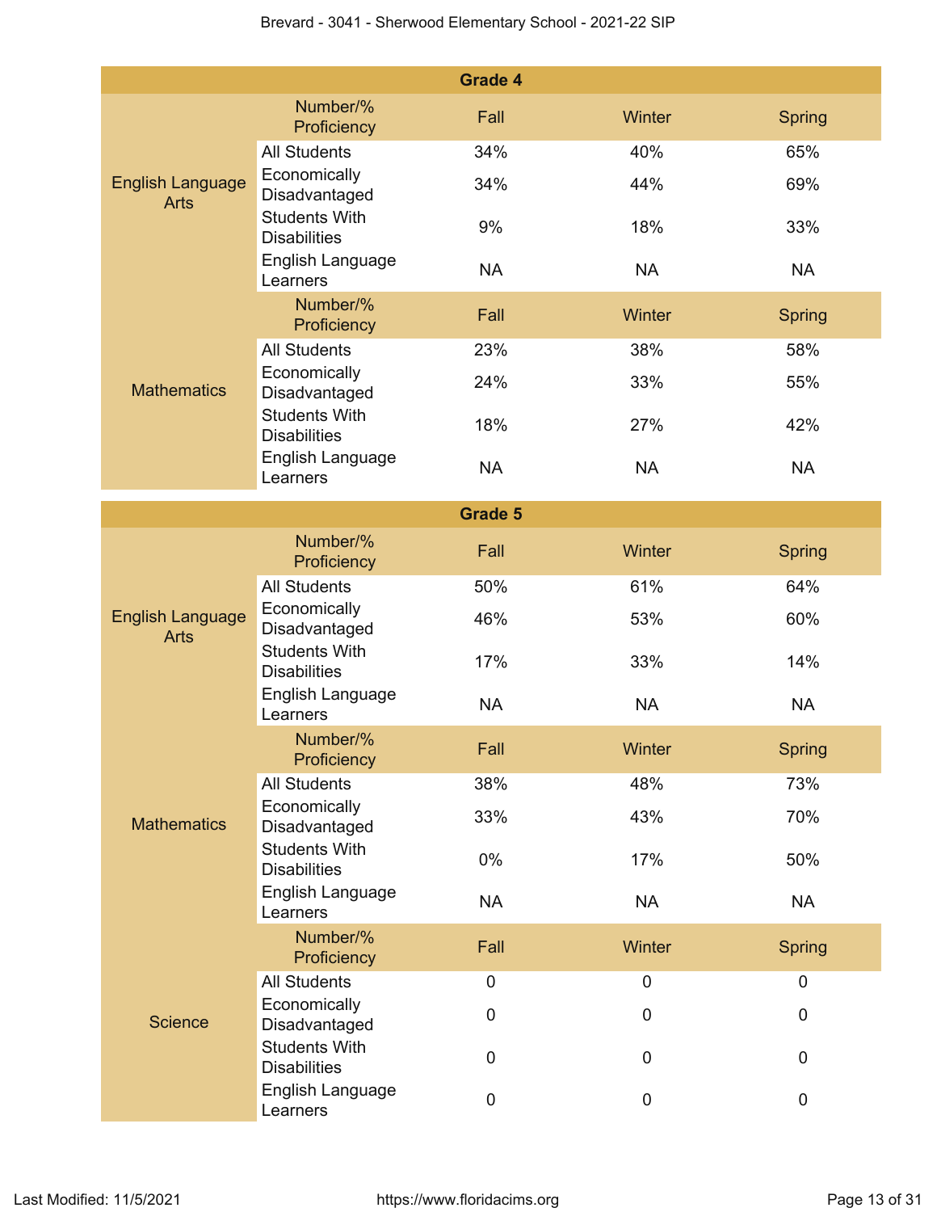| Grade 4 | | | | |
|---|---|---|---|---|
| | Number/% Proficiency | Fall | Winter | Spring |
| English Language Arts | All Students | 34% | 40% | 65% |
| | Economically Disadvantaged | 34% | 44% | 69% |
| | Students With Disabilities | 9% | 18% | 33% |
| | English Language Learners | NA | NA | NA |
| | Number/% Proficiency | Fall | Winter | Spring |
| Mathematics | All Students | 23% | 38% | 58% |
| | Economically Disadvantaged | 24% | 33% | 55% |
| | Students With Disabilities | 18% | 27% | 42% |
| | English Language Learners | NA | NA | NA |

| Grade 5 | | | | |
|---|---|---|---|---|
| | Number/% Proficiency | Fall | Winter | Spring |
| English Language Arts | All Students | 50% | 61% | 64% |
| | Economically Disadvantaged | 46% | 53% | 60% |
| | Students With Disabilities | 17% | 33% | 14% |
| | English Language Learners | NA | NA | NA |
| | Number/% Proficiency | Fall | Winter | Spring |
| Mathematics | All Students | 38% | 48% | 73% |
| | Economically Disadvantaged | 33% | 43% | 70% |
| | Students With Disabilities | 0% | 17% | 50% |
| | English Language Learners | NA | NA | NA |
| | Number/% Proficiency | Fall | Winter | Spring |
| Science | All Students | 0 | 0 | 0 |
| | Economically Disadvantaged | 0 | 0 | 0 |
| | Students With Disabilities | 0 | 0 | 0 |
| | English Language Learners | 0 | 0 | 0 |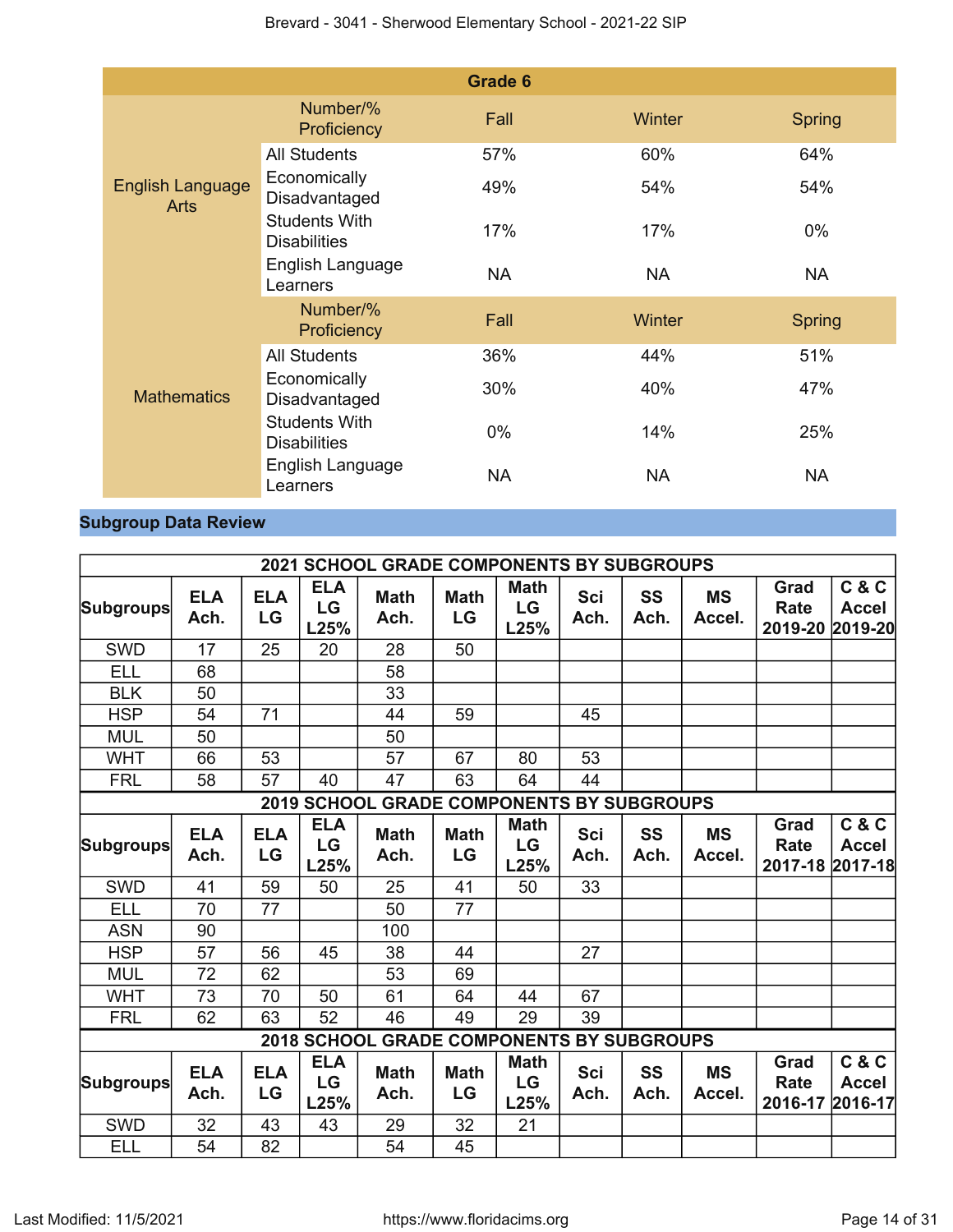| Grade 6 | | | | |
|---|---|---|---|---|
| | Number/% Proficiency | Fall | Winter | Spring |
| English Language Arts | All Students | 57% | 60% | 64% |
| | Economically Disadvantaged | 49% | 54% | 54% |
| | Students With Disabilities | 17% | 17% | 0% |
| | English Language Learners | NA | NA | NA |
| | Number/% Proficiency | Fall | Winter | Spring |
| Mathematics | All Students | 36% | 44% | 51% |
| | Economically Disadvantaged | 30% | 40% | 47% |
| | Students With Disabilities | 0% | 14% | 25% |
| | English Language Learners | NA | NA | NA |

## Subgroup Data Review

| 2021 SCHOOL GRADE COMPONENTS BY SUBGROUPS | | | | | | | | | | | |
|---|---|---|---|---|---|---|---|---|---|---|---|
| Subgroups | ELA Ach. | ELA LG | ELA LG L25% | Math Ach. | Math LG | Math LG L25% | Sci Ach. | SS Ach. | MS Accel. | Grad Rate 2019-20 | C & C Accel 2019-20 |
| SWD | 17 | 25 | 20 | 28 | 50 | | | | | | |
| ELL | 68 | | | 58 | | | | | | | |
| BLK | 50 | | | 33 | | | | | | | |
| HSP | 54 | 71 | | 44 | 59 | | 45 | | | | |
| MUL | 50 | | | 50 | | | | | | | |
| WHT | 66 | 53 | | 57 | 67 | 80 | 53 | | | | |
| FRL | 58 | 57 | 40 | 47 | 63 | 64 | 44 | | | | |

| 2019 SCHOOL GRADE COMPONENTS BY SUBGROUPS | | | | | | | | | | | |
|---|---|---|---|---|---|---|---|---|---|---|---|
| Subgroups | ELA Ach. | ELA LG | ELA LG L25% | Math Ach. | Math LG | Math LG L25% | Sci Ach. | SS Ach. | MS Accel. | Grad Rate 2017-18 | C & C Accel 2017-18 |
| SWD | 41 | 59 | 50 | 25 | 41 | 50 | 33 | | | | |
| ELL | 70 | 77 | | 50 | 77 | | | | | | |
| ASN | 90 | | | 100 | | | | | | | |
| HSP | 57 | 56 | 45 | 38 | 44 | | 27 | | | | |
| MUL | 72 | 62 | | 53 | 69 | | | | | | |
| WHT | 73 | 70 | 50 | 61 | 64 | 44 | 67 | | | | |
| FRL | 62 | 63 | 52 | 46 | 49 | 29 | 39 | | | | |

| 2018 SCHOOL GRADE COMPONENTS BY SUBGROUPS | | | | | | | | | | | |
|---|---|---|---|---|---|---|---|---|---|---|---|
| Subgroups | ELA Ach. | ELA LG | ELA LG L25% | Math Ach. | Math LG | Math LG L25% | Sci Ach. | SS Ach. | MS Accel. | Grad Rate 2016-17 | C & C Accel 2016-17 |
| SWD | 32 | 43 | 43 | 29 | 32 | 21 | | | | | |
| ELL | 54 | 82 | | 54 | 45 | | | | | | |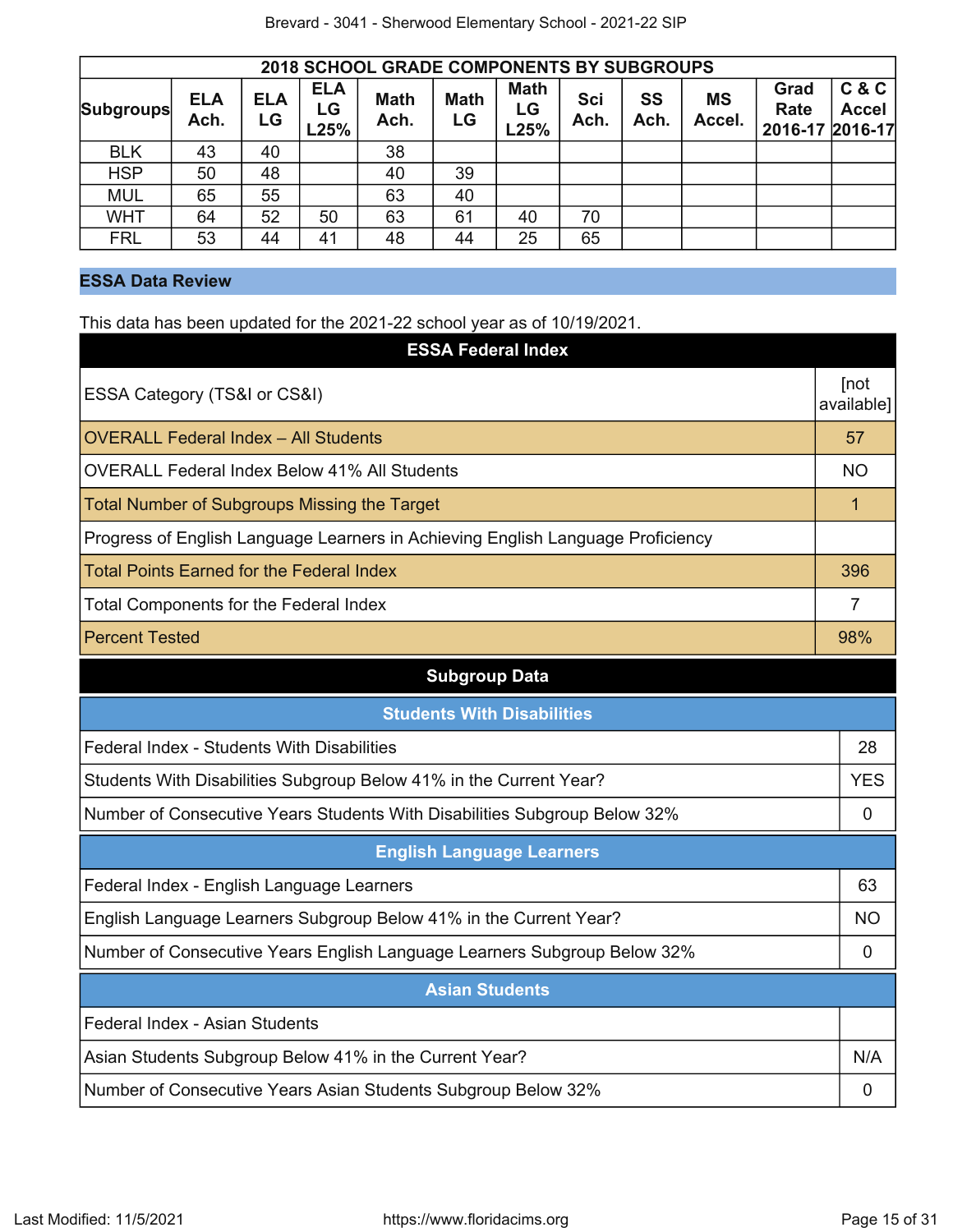| 2018 SCHOOL GRADE COMPONENTS BY SUBGROUPS | | | | | | | | | | | |
|---|---|---|---|---|---|---|---|---|---|---|---|
| Subgroups | ELA Ach. | ELA LG | ELA LG L25% | Math Ach. | Math LG | Math LG L25% | Sci Ach. | SS Ach. | MS Accel. | Grad Rate 2016-17 | C & C Accel 2016-17 |
| BLK | 43 | 40 | | 38 | | | | | | | |
| HSP | 50 | 48 | | 40 | 39 | | | | | | |
| MUL | 65 | 55 | | 63 | 40 | | | | | | |
| WHT | 64 | 52 | 50 | 63 | 61 | 40 | 70 | | | | |
| FRL | 53 | 44 | 41 | 48 | 44 | 25 | 65 | | | | |

## ESSA Data Review

This data has been updated for the 2021-22 school year as of 10/19/2021.

| ESSA Federal Index | |
|---|---|
| ESSA Category (TS&I or CS&I) | [not available] |
| OVERALL Federal Index – All Students | 57 |
| OVERALL Federal Index Below 41% All Students | NO |
| Total Number of Subgroups Missing the Target | 1 |
| Progress of English Language Learners in Achieving English Language Proficiency | |
| Total Points Earned for the Federal Index | 396 |
| Total Components for the Federal Index | 7 |
| Percent Tested | 98% |

### Subgroup Data

| Students With Disabilities | |
|---|---|
| Federal Index - Students With Disabilities | 28 |
| Students With Disabilities Subgroup Below 41% in the Current Year? | YES |
| Number of Consecutive Years Students With Disabilities Subgroup Below 32% | 0 |

| English Language Learners | |
|---|---|
| Federal Index - English Language Learners | 63 |
| English Language Learners Subgroup Below 41% in the Current Year? | NO |
| Number of Consecutive Years English Language Learners Subgroup Below 32% | 0 |

| Asian Students | |
|---|---|
| Federal Index - Asian Students | |
| Asian Students Subgroup Below 41% in the Current Year? | N/A |
| Number of Consecutive Years Asian Students Subgroup Below 32% | 0 |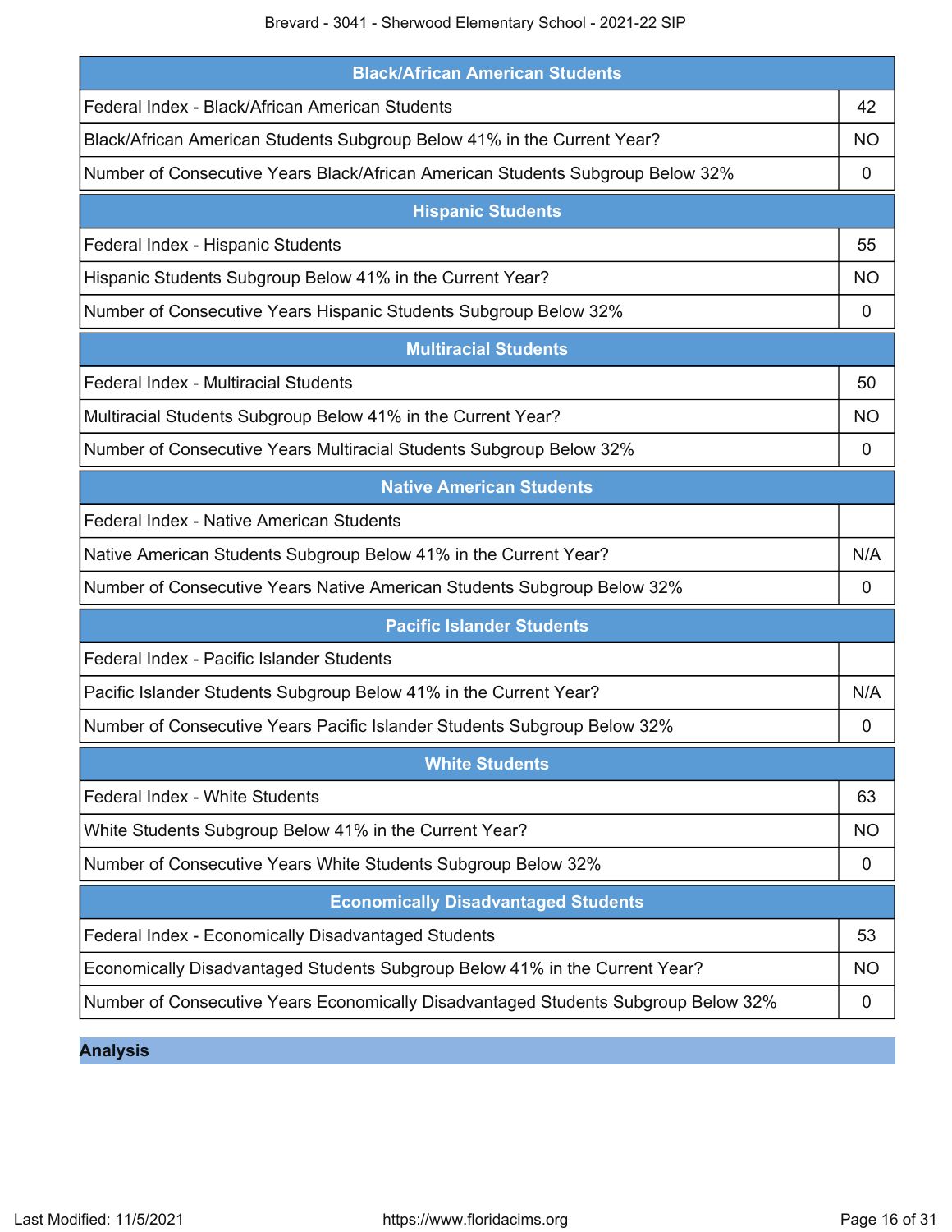| Black/African American Students | |
|---|---|
| Federal Index - Black/African American Students | 42 |
| Black/African American Students Subgroup Below 41% in the Current Year? | NO |
| Number of Consecutive Years Black/African American Students Subgroup Below 32% | 0 |

| Hispanic Students | |
|---|---|
| Federal Index - Hispanic Students | 55 |
| Hispanic Students Subgroup Below 41% in the Current Year? | NO |
| Number of Consecutive Years Hispanic Students Subgroup Below 32% | 0 |

| Multiracial Students | |
|---|---|
| Federal Index - Multiracial Students | 50 |
| Multiracial Students Subgroup Below 41% in the Current Year? | NO |
| Number of Consecutive Years Multiracial Students Subgroup Below 32% | 0 |

| Native American Students | |
|---|---|
| Federal Index - Native American Students | |
| Native American Students Subgroup Below 41% in the Current Year? | N/A |
| Number of Consecutive Years Native American Students Subgroup Below 32% | 0 |

| Pacific Islander Students | |
|---|---|
| Federal Index - Pacific Islander Students | |
| Pacific Islander Students Subgroup Below 41% in the Current Year? | N/A |
| Number of Consecutive Years Pacific Islander Students Subgroup Below 32% | 0 |

| White Students | |
|---|---|
| Federal Index - White Students | 63 |
| White Students Subgroup Below 41% in the Current Year? | NO |
| Number of Consecutive Years White Students Subgroup Below 32% | 0 |

| Economically Disadvantaged Students | |
|---|---|
| Federal Index - Economically Disadvantaged Students | 53 |
| Economically Disadvantaged Students Subgroup Below 41% in the Current Year? | NO |
| Number of Consecutive Years Economically Disadvantaged Students Subgroup Below 32% | 0 |

## Analysis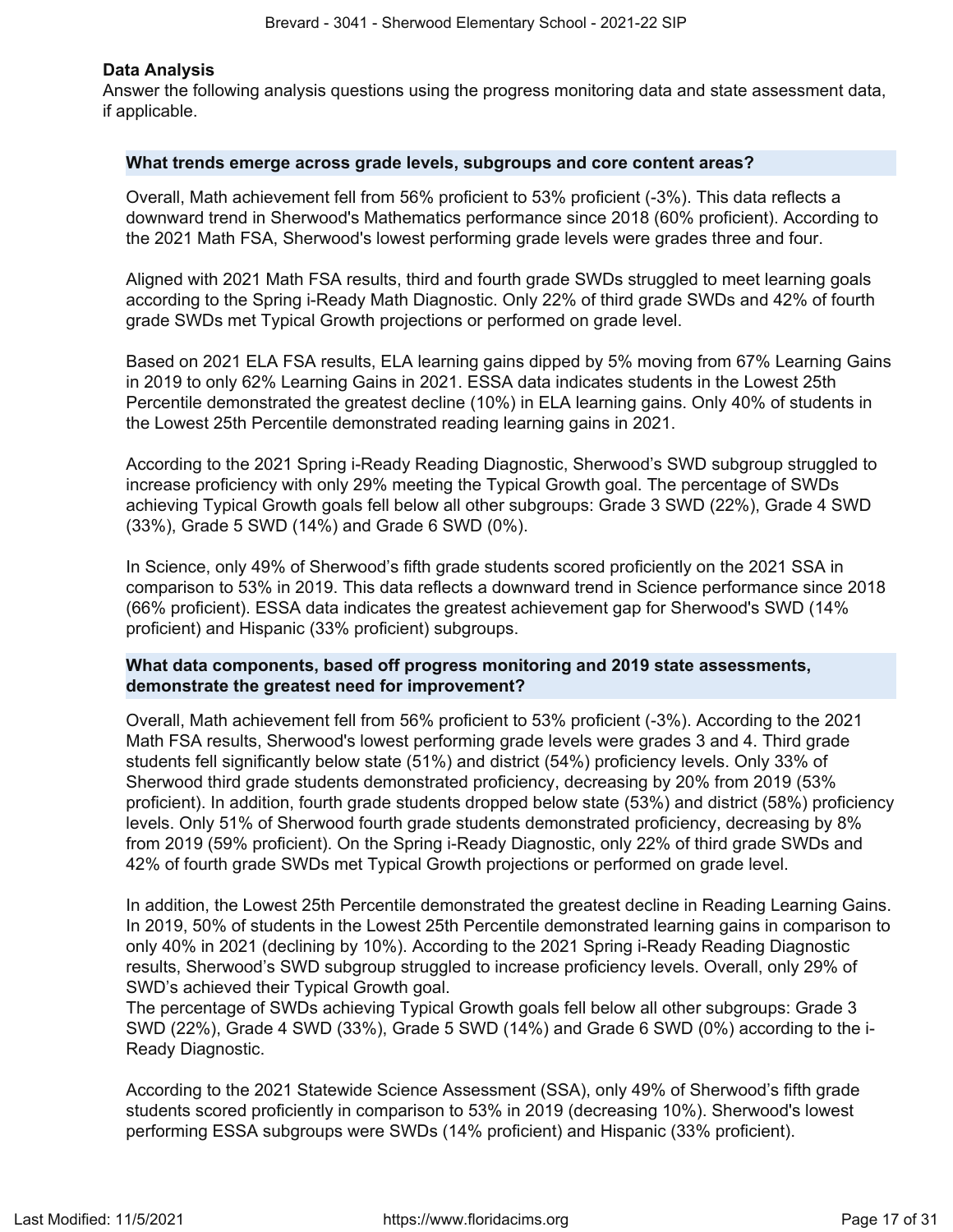## Data Analysis

Answer the following analysis questions using the progress monitoring data and state assessment data, if applicable.

### What trends emerge across grade levels, subgroups and core content areas?

Overall, Math achievement fell from 56% proficient to 53% proficient (-3%). This data reflects a downward trend in Sherwood's Mathematics performance since 2018 (60% proficient). According to the 2021 Math FSA, Sherwood's lowest performing grade levels were grades three and four.

Aligned with 2021 Math FSA results, third and fourth grade SWDs struggled to meet learning goals according to the Spring i-Ready Math Diagnostic. Only 22% of third grade SWDs and 42% of fourth grade SWDs met Typical Growth projections or performed on grade level.

Based on 2021 ELA FSA results, ELA learning gains dipped by 5% moving from 67% Learning Gains in 2019 to only 62% Learning Gains in 2021. ESSA data indicates students in the Lowest 25th Percentile demonstrated the greatest decline (10%) in ELA learning gains. Only 40% of students in the Lowest 25th Percentile demonstrated reading learning gains in 2021.

According to the 2021 Spring i-Ready Reading Diagnostic, Sherwood's SWD subgroup struggled to increase proficiency with only 29% meeting the Typical Growth goal. The percentage of SWDs achieving Typical Growth goals fell below all other subgroups: Grade 3 SWD (22%), Grade 4 SWD (33%), Grade 5 SWD (14%) and Grade 6 SWD (0%).

In Science, only 49% of Sherwood's fifth grade students scored proficiently on the 2021 SSA in comparison to 53% in 2019. This data reflects a downward trend in Science performance since 2018 (66% proficient). ESSA data indicates the greatest achievement gap for Sherwood's SWD (14% proficient) and Hispanic (33% proficient) subgroups.

### What data components, based off progress monitoring and 2019 state assessments, demonstrate the greatest need for improvement?

Overall, Math achievement fell from 56% proficient to 53% proficient (-3%). According to the 2021 Math FSA results, Sherwood's lowest performing grade levels were grades 3 and 4. Third grade students fell significantly below state (51%) and district (54%) proficiency levels. Only 33% of Sherwood third grade students demonstrated proficiency, decreasing by 20% from 2019 (53% proficient). In addition, fourth grade students dropped below state (53%) and district (58%) proficiency levels. Only 51% of Sherwood fourth grade students demonstrated proficiency, decreasing by 8% from 2019 (59% proficient). On the Spring i-Ready Diagnostic, only 22% of third grade SWDs and 42% of fourth grade SWDs met Typical Growth projections or performed on grade level.

In addition, the Lowest 25th Percentile demonstrated the greatest decline in Reading Learning Gains. In 2019, 50% of students in the Lowest 25th Percentile demonstrated learning gains in comparison to only 40% in 2021 (declining by 10%). According to the 2021 Spring i-Ready Reading Diagnostic results, Sherwood's SWD subgroup struggled to increase proficiency levels. Overall, only 29% of SWD's achieved their Typical Growth goal.
The percentage of SWDs achieving Typical Growth goals fell below all other subgroups: Grade 3 SWD (22%), Grade 4 SWD (33%), Grade 5 SWD (14%) and Grade 6 SWD (0%) according to the i-Ready Diagnostic.

According to the 2021 Statewide Science Assessment (SSA), only 49% of Sherwood's fifth grade students scored proficiently in comparison to 53% in 2019 (decreasing 10%). Sherwood's lowest performing ESSA subgroups were SWDs (14% proficient) and Hispanic (33% proficient).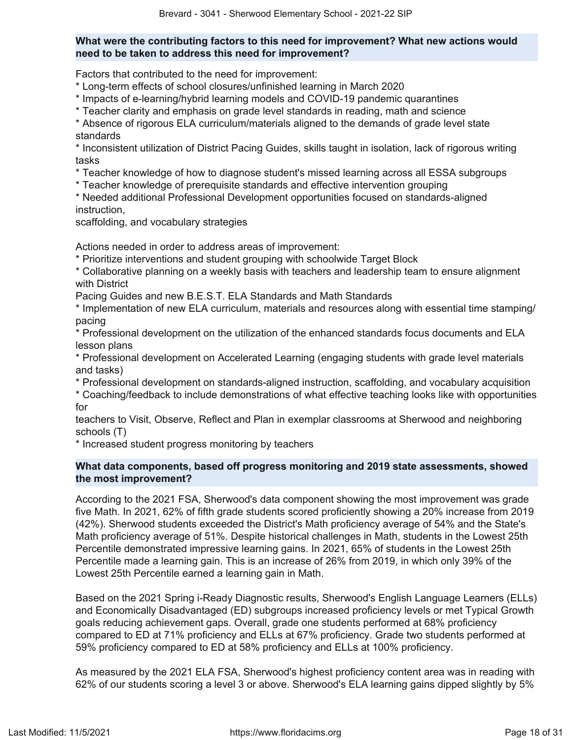**What were the contributing factors to this need for improvement? What new actions would need to be taken to address this need for improvement?**

Factors that contributed to the need for improvement:
* Long-term effects of school closures/unfinished learning in March 2020
* Impacts of e-learning/hybrid learning models and COVID-19 pandemic quarantines
* Teacher clarity and emphasis on grade level standards in reading, math and science
* Absence of rigorous ELA curriculum/materials aligned to the demands of grade level state standards
* Inconsistent utilization of District Pacing Guides, skills taught in isolation, lack of rigorous writing tasks
* Teacher knowledge of how to diagnose student's missed learning across all ESSA subgroups
* Teacher knowledge of prerequisite standards and effective intervention grouping
* Needed additional Professional Development opportunities focused on standards-aligned instruction,
scaffolding, and vocabulary strategies

Actions needed in order to address areas of improvement:
* Prioritize interventions and student grouping with schoolwide Target Block
* Collaborative planning on a weekly basis with teachers and leadership team to ensure alignment with District
Pacing Guides and new B.E.S.T. ELA Standards and Math Standards
* Implementation of new ELA curriculum, materials and resources along with essential time stamping/pacing
* Professional development on the utilization of the enhanced standards focus documents and ELA lesson plans
* Professional development on Accelerated Learning (engaging students with grade level materials and tasks)
* Professional development on standards-aligned instruction, scaffolding, and vocabulary acquisition
* Coaching/feedback to include demonstrations of what effective teaching looks like with opportunities for
teachers to Visit, Observe, Reflect and Plan in exemplar classrooms at Sherwood and neighboring schools (T)
* Increased student progress monitoring by teachers

**What data components, based off progress monitoring and 2019 state assessments, showed the most improvement?**

According to the 2021 FSA, Sherwood's data component showing the most improvement was grade five Math. In 2021, 62% of fifth grade students scored proficiently showing a 20% increase from 2019 (42%). Sherwood students exceeded the District's Math proficiency average of 54% and the State's Math proficiency average of 51%. Despite historical challenges in Math, students in the Lowest 25th Percentile demonstrated impressive learning gains. In 2021, 65% of students in the Lowest 25th Percentile made a learning gain. This is an increase of 26% from 2019, in which only 39% of the Lowest 25th Percentile earned a learning gain in Math.

Based on the 2021 Spring i-Ready Diagnostic results, Sherwood's English Language Learners (ELLs) and Economically Disadvantaged (ED) subgroups increased proficiency levels or met Typical Growth goals reducing achievement gaps. Overall, grade one students performed at 68% proficiency compared to ED at 71% proficiency and ELLs at 67% proficiency. Grade two students performed at 59% proficiency compared to ED at 58% proficiency and ELLs at 100% proficiency.

As measured by the 2021 ELA FSA, Sherwood's highest proficiency content area was in reading with 62% of our students scoring a level 3 or above. Sherwood's ELA learning gains dipped slightly by 5%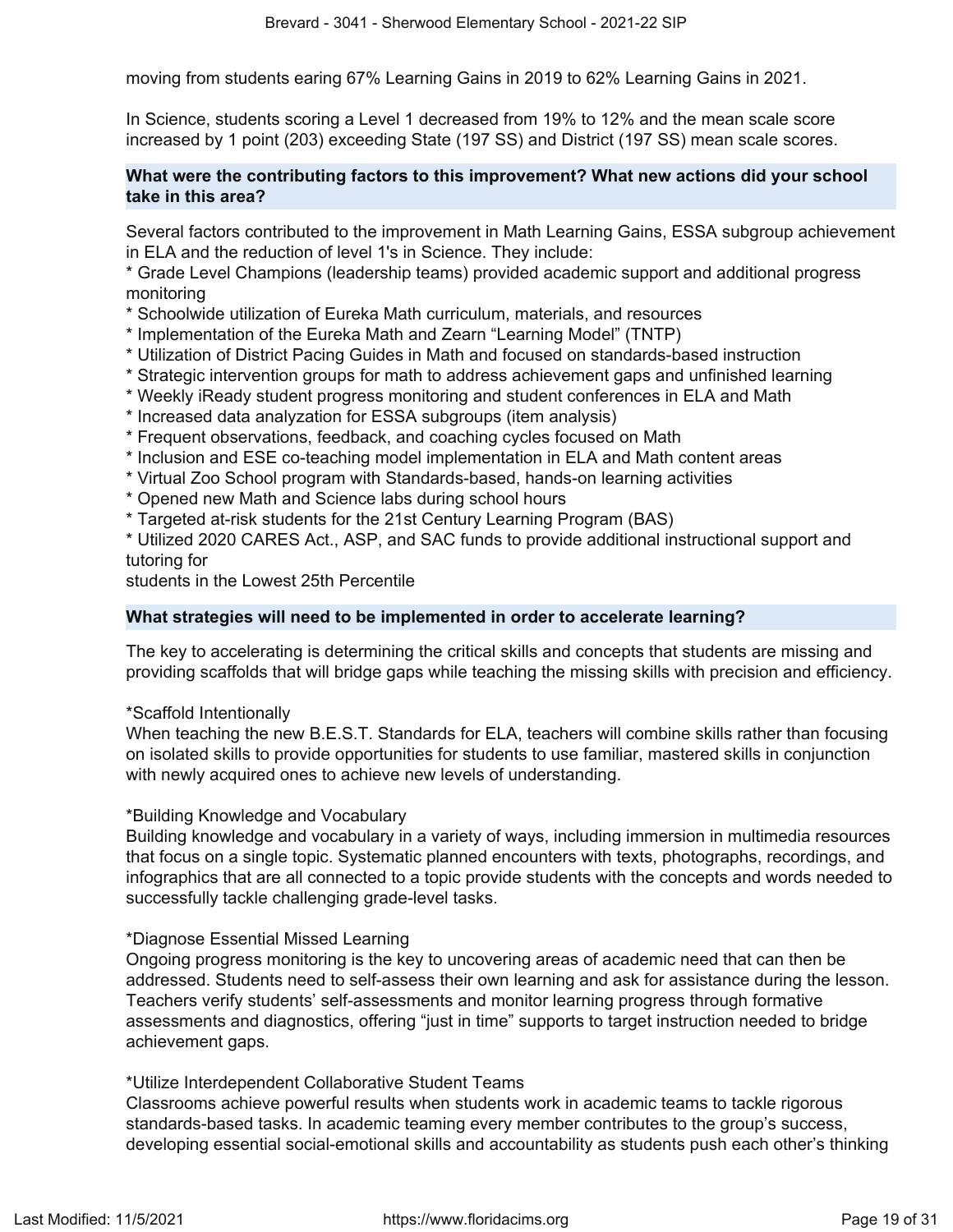moving from students earing 67% Learning Gains in 2019 to 62% Learning Gains in 2021.

In Science, students scoring a Level 1 decreased from 19% to 12% and the mean scale score increased by 1 point (203) exceeding State (197 SS) and District (197 SS) mean scale scores.

**What were the contributing factors to this improvement? What new actions did your school take in this area?**

Several factors contributed to the improvement in Math Learning Gains, ESSA subgroup achievement in ELA and the reduction of level 1's in Science. They include:
* Grade Level Champions (leadership teams) provided academic support and additional progress monitoring
* Schoolwide utilization of Eureka Math curriculum, materials, and resources
* Implementation of the Eureka Math and Zearn "Learning Model" (TNTP)
* Utilization of District Pacing Guides in Math and focused on standards-based instruction
* Strategic intervention groups for math to address achievement gaps and unfinished learning
* Weekly iReady student progress monitoring and student conferences in ELA and Math
* Increased data analyzation for ESSA subgroups (item analysis)
* Frequent observations, feedback, and coaching cycles focused on Math
* Inclusion and ESE co-teaching model implementation in ELA and Math content areas
* Virtual Zoo School program with Standards-based, hands-on learning activities
* Opened new Math and Science labs during school hours
* Targeted at-risk students for the 21st Century Learning Program (BAS)
* Utilized 2020 CARES Act., ASP, and SAC funds to provide additional instructional support and tutoring for
students in the Lowest 25th Percentile

**What strategies will need to be implemented in order to accelerate learning?**

The key to accelerating is determining the critical skills and concepts that students are missing and providing scaffolds that will bridge gaps while teaching the missing skills with precision and efficiency.

*Scaffold Intentionally
When teaching the new B.E.S.T. Standards for ELA, teachers will combine skills rather than focusing on isolated skills to provide opportunities for students to use familiar, mastered skills in conjunction with newly acquired ones to achieve new levels of understanding.

*Building Knowledge and Vocabulary
Building knowledge and vocabulary in a variety of ways, including immersion in multimedia resources that focus on a single topic. Systematic planned encounters with texts, photographs, recordings, and infographics that are all connected to a topic provide students with the concepts and words needed to successfully tackle challenging grade-level tasks.

*Diagnose Essential Missed Learning
Ongoing progress monitoring is the key to uncovering areas of academic need that can then be addressed. Students need to self-assess their own learning and ask for assistance during the lesson. Teachers verify students' self-assessments and monitor learning progress through formative assessments and diagnostics, offering "just in time" supports to target instruction needed to bridge achievement gaps.

*Utilize Interdependent Collaborative Student Teams
Classrooms achieve powerful results when students work in academic teams to tackle rigorous standards-based tasks. In academic teaming every member contributes to the group's success, developing essential social-emotional skills and accountability as students push each other's thinking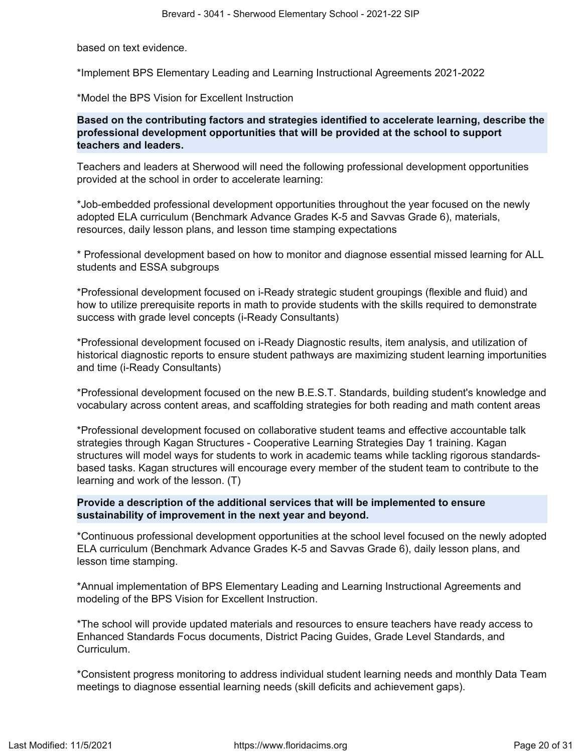based on text evidence.

*Implement BPS Elementary Leading and Learning Instructional Agreements 2021-2022

*Model the BPS Vision for Excellent Instruction

**Based on the contributing factors and strategies identified to accelerate learning, describe the professional development opportunities that will be provided at the school to support teachers and leaders.**

Teachers and leaders at Sherwood will need the following professional development opportunities provided at the school in order to accelerate learning:

*Job-embedded professional development opportunities throughout the year focused on the newly adopted ELA curriculum (Benchmark Advance Grades K-5 and Savvas Grade 6), materials, resources, daily lesson plans, and lesson time stamping expectations

* Professional development based on how to monitor and diagnose essential missed learning for ALL students and ESSA subgroups

*Professional development focused on i-Ready strategic student groupings (flexible and fluid) and how to utilize prerequisite reports in math to provide students with the skills required to demonstrate success with grade level concepts (i-Ready Consultants)

*Professional development focused on i-Ready Diagnostic results, item analysis, and utilization of historical diagnostic reports to ensure student pathways are maximizing student learning importunities and time (i-Ready Consultants)

*Professional development focused on the new B.E.S.T. Standards, building student's knowledge and vocabulary across content areas, and scaffolding strategies for both reading and math content areas

*Professional development focused on collaborative student teams and effective accountable talk strategies through Kagan Structures - Cooperative Learning Strategies Day 1 training. Kagan structures will model ways for students to work in academic teams while tackling rigorous standards-based tasks. Kagan structures will encourage every member of the student team to contribute to the learning and work of the lesson. (T)

**Provide a description of the additional services that will be implemented to ensure sustainability of improvement in the next year and beyond.**

*Continuous professional development opportunities at the school level focused on the newly adopted ELA curriculum (Benchmark Advance Grades K-5 and Savvas Grade 6), daily lesson plans, and lesson time stamping.

*Annual implementation of BPS Elementary Leading and Learning Instructional Agreements and modeling of the BPS Vision for Excellent Instruction.

*The school will provide updated materials and resources to ensure teachers have ready access to Enhanced Standards Focus documents, District Pacing Guides, Grade Level Standards, and Curriculum.

*Consistent progress monitoring to address individual student learning needs and monthly Data Team meetings to diagnose essential learning needs (skill deficits and achievement gaps).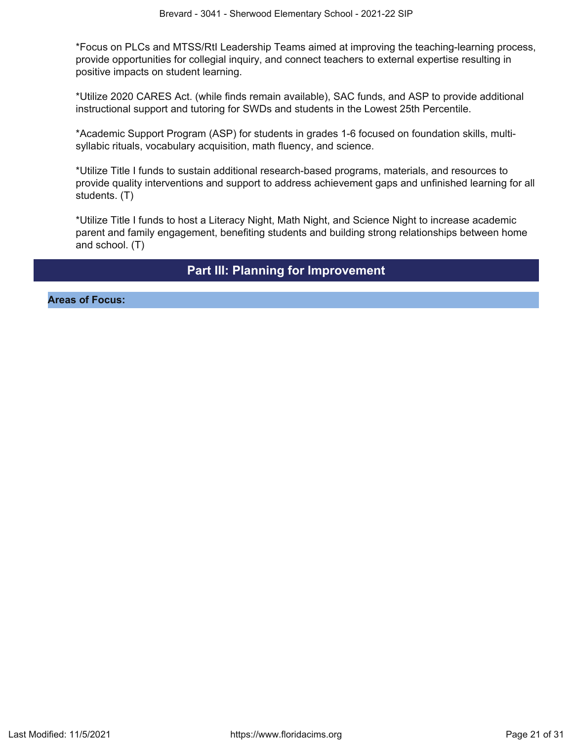*Focus on PLCs and MTSS/RtI Leadership Teams aimed at improving the teaching-learning process, provide opportunities for collegial inquiry, and connect teachers to external expertise resulting in positive impacts on student learning.

*Utilize 2020 CARES Act. (while finds remain available), SAC funds, and ASP to provide additional instructional support and tutoring for SWDs and students in the Lowest 25th Percentile.

*Academic Support Program (ASP) for students in grades 1-6 focused on foundation skills, multi-syllabic rituals, vocabulary acquisition, math fluency, and science.

*Utilize Title I funds to sustain additional research-based programs, materials, and resources to provide quality interventions and support to address achievement gaps and unfinished learning for all students. (T)

*Utilize Title I funds to host a Literacy Night, Math Night, and Science Night to increase academic parent and family engagement, benefiting students and building strong relationships between home and school. (T)

## Part III: Planning for Improvement

**Areas of Focus:**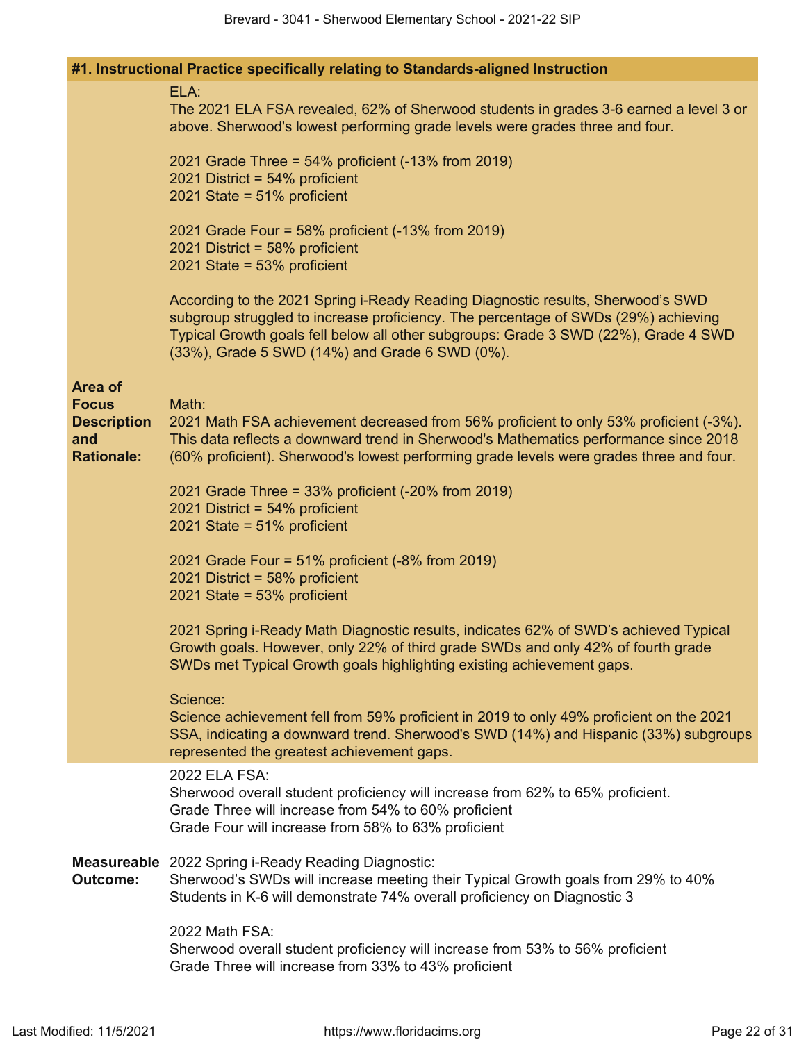## #1. Instructional Practice specifically relating to Standards-aligned Instruction

**Area of Focus Description and Rationale:**

ELA:
The 2021 ELA FSA revealed, 62% of Sherwood students in grades 3-6 earned a level 3 or above. Sherwood's lowest performing grade levels were grades three and four.

2021 Grade Three = 54% proficient (-13% from 2019)
2021 District = 54% proficient
2021 State = 51% proficient

2021 Grade Four = 58% proficient (-13% from 2019)
2021 District = 58% proficient
2021 State = 53% proficient

According to the 2021 Spring i-Ready Reading Diagnostic results, Sherwood's SWD subgroup struggled to increase proficiency. The percentage of SWDs (29%) achieving Typical Growth goals fell below all other subgroups: Grade 3 SWD (22%), Grade 4 SWD (33%), Grade 5 SWD (14%) and Grade 6 SWD (0%).

Math:
2021 Math FSA achievement decreased from 56% proficient to only 53% proficient (-3%). This data reflects a downward trend in Sherwood's Mathematics performance since 2018 (60% proficient). Sherwood's lowest performing grade levels were grades three and four.

2021 Grade Three = 33% proficient (-20% from 2019)
2021 District = 54% proficient
2021 State = 51% proficient

2021 Grade Four = 51% proficient (-8% from 2019)
2021 District = 58% proficient
2021 State = 53% proficient

2021 Spring i-Ready Math Diagnostic results, indicates 62% of SWD's achieved Typical Growth goals. However, only 22% of third grade SWDs and only 42% of fourth grade SWDs met Typical Growth goals highlighting existing achievement gaps.

Science:
Science achievement fell from 59% proficient in 2019 to only 49% proficient on the 2021 SSA, indicating a downward trend. Sherwood's SWD (14%) and Hispanic (33%) subgroups represented the greatest achievement gaps.

**Measureable Outcome:**

2022 ELA FSA:
Sherwood overall student proficiency will increase from 62% to 65% proficient.
Grade Three will increase from 54% to 60% proficient
Grade Four will increase from 58% to 63% proficient

2022 Spring i-Ready Reading Diagnostic:
Sherwood's SWDs will increase meeting their Typical Growth goals from 29% to 40%
Students in K-6 will demonstrate 74% overall proficiency on Diagnostic 3

2022 Math FSA:
Sherwood overall student proficiency will increase from 53% to 56% proficient
Grade Three will increase from 33% to 43% proficient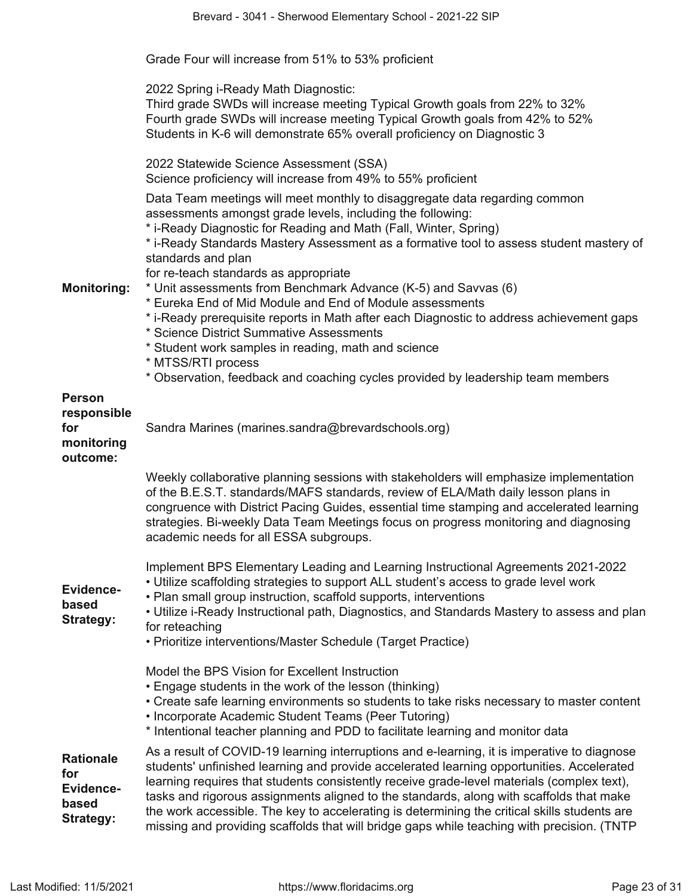Grade Four will increase from 51% to 53% proficient

2022 Spring i-Ready Math Diagnostic:
Third grade SWDs will increase meeting Typical Growth goals from 22% to 32%
Fourth grade SWDs will increase meeting Typical Growth goals from 42% to 52%
Students in K-6 will demonstrate 65% overall proficiency on Diagnostic 3

2022 Statewide Science Assessment (SSA)
Science proficiency will increase from 49% to 55% proficient

**Monitoring:**

Data Team meetings will meet monthly to disaggregate data regarding common assessments amongst grade levels, including the following:
* i-Ready Diagnostic for Reading and Math (Fall, Winter, Spring)
* i-Ready Standards Mastery Assessment as a formative tool to assess student mastery of standards and plan
for re-teach standards as appropriate
* Unit assessments from Benchmark Advance (K-5) and Savvas (6)
* Eureka End of Mid Module and End of Module assessments
* i-Ready prerequisite reports in Math after each Diagnostic to address achievement gaps
* Science District Summative Assessments
* Student work samples in reading, math and science
* MTSS/RTI process
* Observation, feedback and coaching cycles provided by leadership team members

**Person responsible for monitoring outcome:**

Sandra Marines (marines.sandra@brevardschools.org)

**Evidence-based Strategy:**

Weekly collaborative planning sessions with stakeholders will emphasize implementation of the B.E.S.T. standards/MAFS standards, review of ELA/Math daily lesson plans in congruence with District Pacing Guides, essential time stamping and accelerated learning strategies. Bi-weekly Data Team Meetings focus on progress monitoring and diagnosing academic needs for all ESSA subgroups.

Implement BPS Elementary Leading and Learning Instructional Agreements 2021-2022
• Utilize scaffolding strategies to support ALL student's access to grade level work
• Plan small group instruction, scaffold supports, interventions
• Utilize i-Ready Instructional path, Diagnostics, and Standards Mastery to assess and plan for reteaching
• Prioritize interventions/Master Schedule (Target Practice)

Model the BPS Vision for Excellent Instruction
• Engage students in the work of the lesson (thinking)
• Create safe learning environments so students to take risks necessary to master content
• Incorporate Academic Student Teams (Peer Tutoring)
* Intentional teacher planning and PDD to facilitate learning and monitor data

**Rationale for Evidence-based Strategy:**

As a result of COVID-19 learning interruptions and e-learning, it is imperative to diagnose students' unfinished learning and provide accelerated learning opportunities. Accelerated learning requires that students consistently receive grade-level materials (complex text), tasks and rigorous assignments aligned to the standards, along with scaffolds that make the work accessible. The key to accelerating is determining the critical skills students are missing and providing scaffolds that will bridge gaps while teaching with precision. (TNTP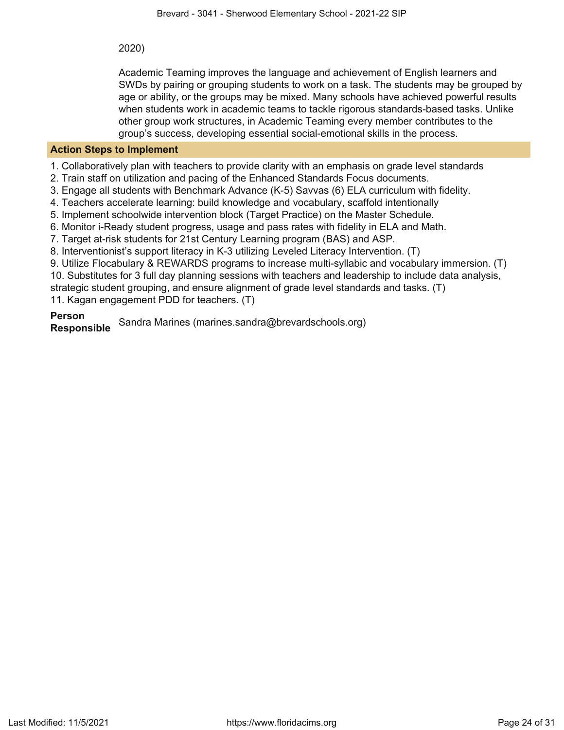2020)

Academic Teaming improves the language and achievement of English learners and SWDs by pairing or grouping students to work on a task. The students may be grouped by age or ability, or the groups may be mixed. Many schools have achieved powerful results when students work in academic teams to tackle rigorous standards-based tasks. Unlike other group work structures, in Academic Teaming every member contributes to the group's success, developing essential social-emotional skills in the process.

**Action Steps to Implement**

1. Collaboratively plan with teachers to provide clarity with an emphasis on grade level standards
2. Train staff on utilization and pacing of the Enhanced Standards Focus documents.
3. Engage all students with Benchmark Advance (K-5) Savvas (6) ELA curriculum with fidelity.
4. Teachers accelerate learning: build knowledge and vocabulary, scaffold intentionally
5. Implement schoolwide intervention block (Target Practice) on the Master Schedule.
6. Monitor i-Ready student progress, usage and pass rates with fidelity in ELA and Math.
7. Target at-risk students for 21st Century Learning program (BAS) and ASP.
8. Interventionist's support literacy in K-3 utilizing Leveled Literacy Intervention. (T)
9. Utilize Flocabulary & REWARDS programs to increase multi-syllabic and vocabulary immersion. (T)
10. Substitutes for 3 full day planning sessions with teachers and leadership to include data analysis, strategic student grouping, and ensure alignment of grade level standards and tasks. (T)
11. Kagan engagement PDD for teachers. (T)

**Person Responsible** Sandra Marines (marines.sandra@brevardschools.org)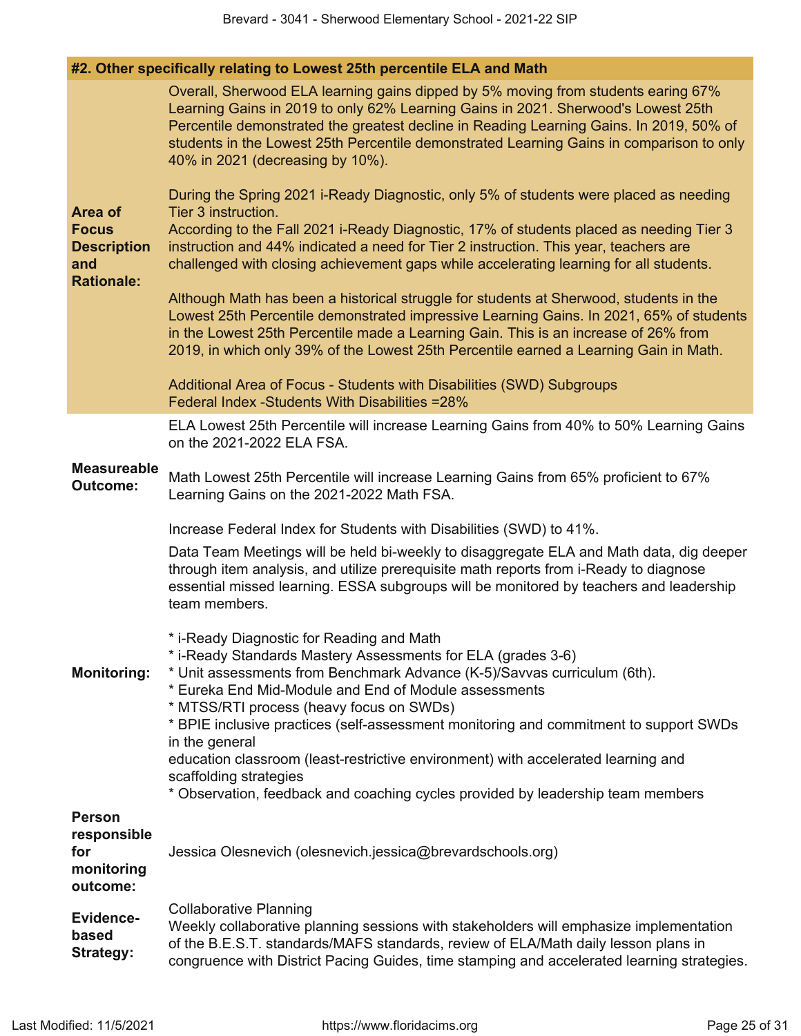### #2. Other specifically relating to Lowest 25th percentile ELA and Math

**Area of Focus Description and Rationale:**

Overall, Sherwood ELA learning gains dipped by 5% moving from students earing 67% Learning Gains in 2019 to only 62% Learning Gains in 2021. Sherwood's Lowest 25th Percentile demonstrated the greatest decline in Reading Learning Gains. In 2019, 50% of students in the Lowest 25th Percentile demonstrated Learning Gains in comparison to only 40% in 2021 (decreasing by 10%).

During the Spring 2021 i-Ready Diagnostic, only 5% of students were placed as needing Tier 3 instruction.
According to the Fall 2021 i-Ready Diagnostic, 17% of students placed as needing Tier 3 instruction and 44% indicated a need for Tier 2 instruction. This year, teachers are challenged with closing achievement gaps while accelerating learning for all students.

Although Math has been a historical struggle for students at Sherwood, students in the Lowest 25th Percentile demonstrated impressive Learning Gains. In 2021, 65% of students in the Lowest 25th Percentile made a Learning Gain. This is an increase of 26% from 2019, in which only 39% of the Lowest 25th Percentile earned a Learning Gain in Math.

Additional Area of Focus - Students with Disabilities (SWD) Subgroups
Federal Index -Students With Disabilities =28%

**Measureable Outcome:**

ELA Lowest 25th Percentile will increase Learning Gains from 40% to 50% Learning Gains on the 2021-2022 ELA FSA.

Math Lowest 25th Percentile will increase Learning Gains from 65% proficient to 67% Learning Gains on the 2021-2022 Math FSA.

Increase Federal Index for Students with Disabilities (SWD) to 41%.

**Monitoring:**

Data Team Meetings will be held bi-weekly to disaggregate ELA and Math data, dig deeper through item analysis, and utilize prerequisite math reports from i-Ready to diagnose essential missed learning. ESSA subgroups will be monitored by teachers and leadership team members.

* i-Ready Diagnostic for Reading and Math
* i-Ready Standards Mastery Assessments for ELA (grades 3-6)
* Unit assessments from Benchmark Advance (K-5)/Savvas curriculum (6th).
* Eureka End Mid-Module and End of Module assessments
* MTSS/RTI process (heavy focus on SWDs)
* BPIE inclusive practices (self-assessment monitoring and commitment to support SWDs in the general education classroom (least-restrictive environment) with accelerated learning and scaffolding strategies
* Observation, feedback and coaching cycles provided by leadership team members

**Person responsible for monitoring outcome:**

Jessica Olesnevich (olesnevich.jessica@brevardschools.org)

**Evidence-based Strategy:**

Collaborative Planning
Weekly collaborative planning sessions with stakeholders will emphasize implementation of the B.E.S.T. standards/MAFS standards, review of ELA/Math daily lesson plans in congruence with District Pacing Guides, time stamping and accelerated learning strategies.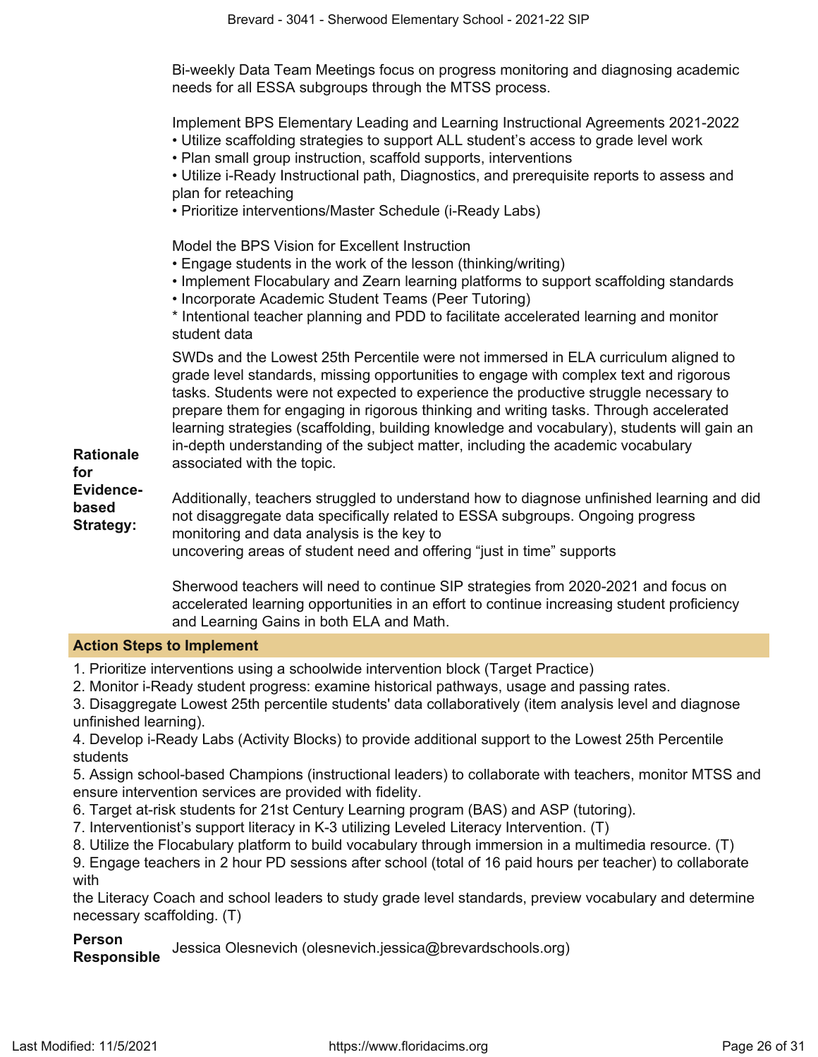Bi-weekly Data Team Meetings focus on progress monitoring and diagnosing academic needs for all ESSA subgroups through the MTSS process.

Implement BPS Elementary Leading and Learning Instructional Agreements 2021-2022
• Utilize scaffolding strategies to support ALL student's access to grade level work
• Plan small group instruction, scaffold supports, interventions
• Utilize i-Ready Instructional path, Diagnostics, and prerequisite reports to assess and plan for reteaching
• Prioritize interventions/Master Schedule (i-Ready Labs)

Model the BPS Vision for Excellent Instruction
• Engage students in the work of the lesson (thinking/writing)
• Implement Flocabulary and Zearn learning platforms to support scaffolding standards
• Incorporate Academic Student Teams (Peer Tutoring)
* Intentional teacher planning and PDD to facilitate accelerated learning and monitor student data

**Rationale for Evidence-based Strategy:**

SWDs and the Lowest 25th Percentile were not immersed in ELA curriculum aligned to grade level standards, missing opportunities to engage with complex text and rigorous tasks. Students were not expected to experience the productive struggle necessary to prepare them for engaging in rigorous thinking and writing tasks. Through accelerated learning strategies (scaffolding, building knowledge and vocabulary), students will gain an in-depth understanding of the subject matter, including the academic vocabulary associated with the topic.

Additionally, teachers struggled to understand how to diagnose unfinished learning and did not disaggregate data specifically related to ESSA subgroups. Ongoing progress monitoring and data analysis is the key to
uncovering areas of student need and offering "just in time" supports

Sherwood teachers will need to continue SIP strategies from 2020-2021 and focus on accelerated learning opportunities in an effort to continue increasing student proficiency and Learning Gains in both ELA and Math.

**Action Steps to Implement**

1. Prioritize interventions using a schoolwide intervention block (Target Practice)
2. Monitor i-Ready student progress: examine historical pathways, usage and passing rates.
3. Disaggregate Lowest 25th percentile students' data collaboratively (item analysis level and diagnose unfinished learning).
4. Develop i-Ready Labs (Activity Blocks) to provide additional support to the Lowest 25th Percentile students
5. Assign school-based Champions (instructional leaders) to collaborate with teachers, monitor MTSS and ensure intervention services are provided with fidelity.
6. Target at-risk students for 21st Century Learning program (BAS) and ASP (tutoring).
7. Interventionist's support literacy in K-3 utilizing Leveled Literacy Intervention. (T)
8. Utilize the Flocabulary platform to build vocabulary through immersion in a multimedia resource. (T)
9. Engage teachers in 2 hour PD sessions after school (total of 16 paid hours per teacher) to collaborate with
the Literacy Coach and school leaders to study grade level standards, preview vocabulary and determine necessary scaffolding. (T)

**Person Responsible** Jessica Olesnevich (olesnevich.jessica@brevardschools.org)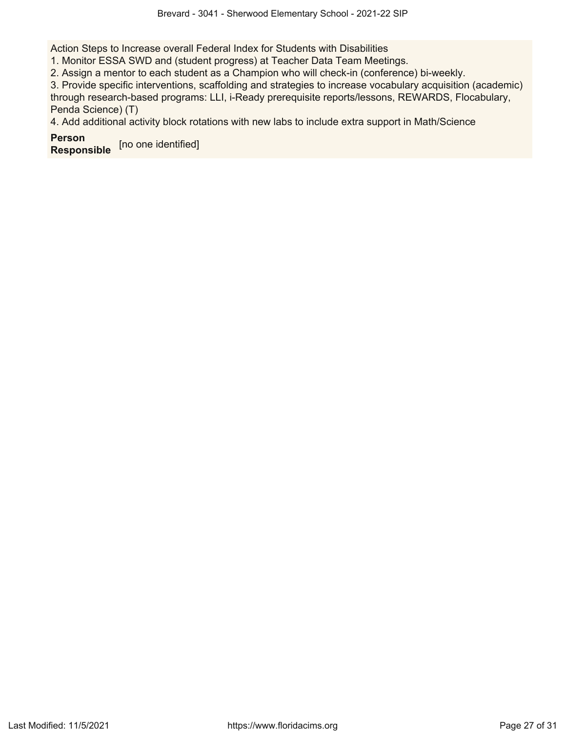Action Steps to Increase overall Federal Index for Students with Disabilities
1. Monitor ESSA SWD and (student progress) at Teacher Data Team Meetings.
2. Assign a mentor to each student as a Champion who will check-in (conference) bi-weekly.
3. Provide specific interventions, scaffolding and strategies to increase vocabulary acquisition (academic) through research-based programs: LLI, i-Ready prerequisite reports/lessons, REWARDS, Flocabulary, Penda Science) (T)
4. Add additional activity block rotations with new labs to include extra support in Math/Science

**Person Responsible** [no one identified]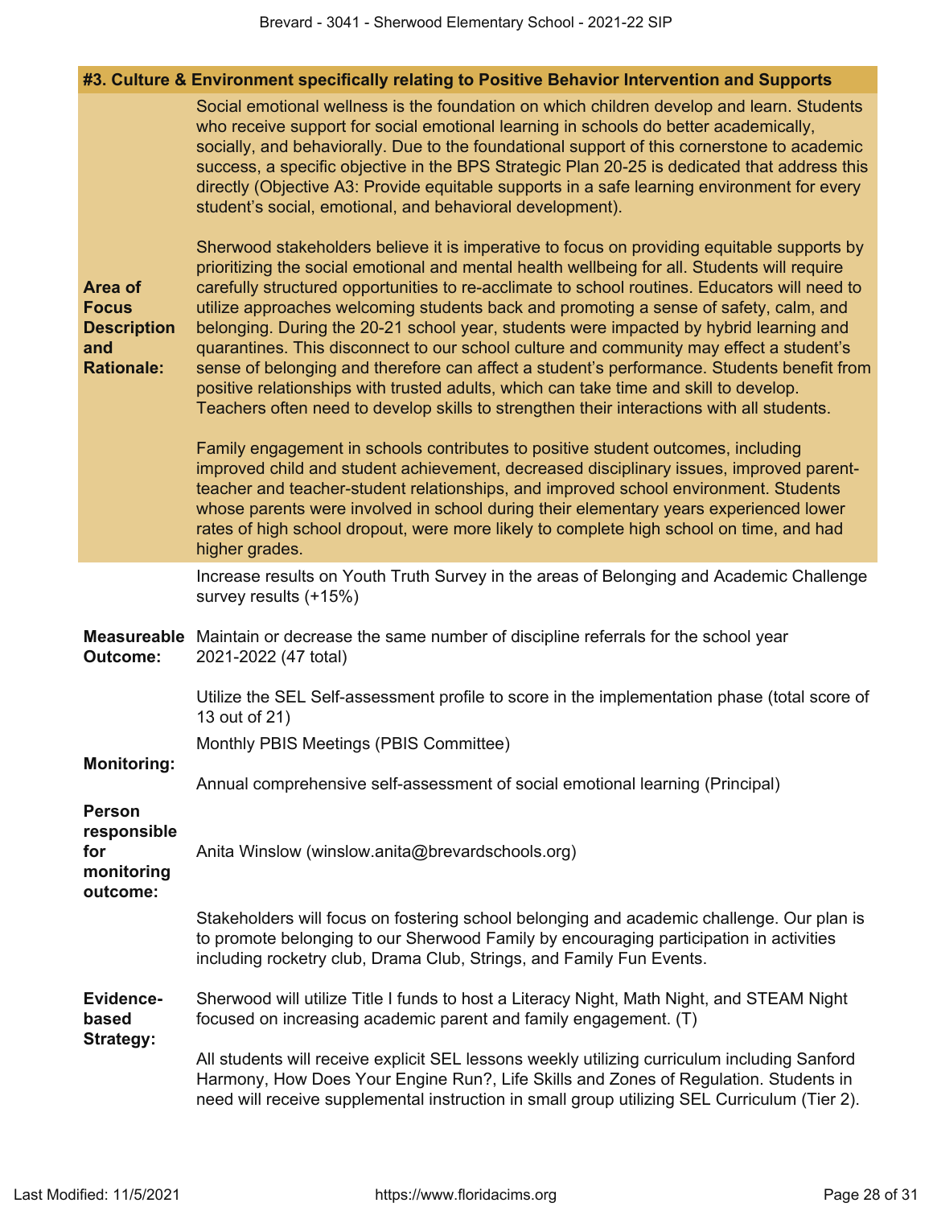## #3. Culture & Environment specifically relating to Positive Behavior Intervention and Supports

**Area of Focus Description and Rationale:**

Social emotional wellness is the foundation on which children develop and learn. Students who receive support for social emotional learning in schools do better academically, socially, and behaviorally. Due to the foundational support of this cornerstone to academic success, a specific objective in the BPS Strategic Plan 20-25 is dedicated that address this directly (Objective A3: Provide equitable supports in a safe learning environment for every student's social, emotional, and behavioral development).

Sherwood stakeholders believe it is imperative to focus on providing equitable supports by prioritizing the social emotional and mental health wellbeing for all. Students will require carefully structured opportunities to re-acclimate to school routines. Educators will need to utilize approaches welcoming students back and promoting a sense of safety, calm, and belonging. During the 20-21 school year, students were impacted by hybrid learning and quarantines. This disconnect to our school culture and community may effect a student's sense of belonging and therefore can affect a student's performance. Students benefit from positive relationships with trusted adults, which can take time and skill to develop. Teachers often need to develop skills to strengthen their interactions with all students.

Family engagement in schools contributes to positive student outcomes, including improved child and student achievement, decreased disciplinary issues, improved parent-teacher and teacher-student relationships, and improved school environment. Students whose parents were involved in school during their elementary years experienced lower rates of high school dropout, were more likely to complete high school on time, and had higher grades.

**Measureable Outcome:**

Increase results on Youth Truth Survey in the areas of Belonging and Academic Challenge survey results (+15%)

Maintain or decrease the same number of discipline referrals for the school year 2021-2022 (47 total)

Utilize the SEL Self-assessment profile to score in the implementation phase (total score of 13 out of 21)

**Monitoring:**

Monthly PBIS Meetings (PBIS Committee)

Annual comprehensive self-assessment of social emotional learning (Principal)

**Person responsible for monitoring outcome:**

Anita Winslow (winslow.anita@brevardschools.org)

**Evidence-based Strategy:**

Stakeholders will focus on fostering school belonging and academic challenge. Our plan is to promote belonging to our Sherwood Family by encouraging participation in activities including rocketry club, Drama Club, Strings, and Family Fun Events.

Sherwood will utilize Title I funds to host a Literacy Night, Math Night, and STEAM Night focused on increasing academic parent and family engagement. (T)

All students will receive explicit SEL lessons weekly utilizing curriculum including Sanford Harmony, How Does Your Engine Run?, Life Skills and Zones of Regulation. Students in need will receive supplemental instruction in small group utilizing SEL Curriculum (Tier 2).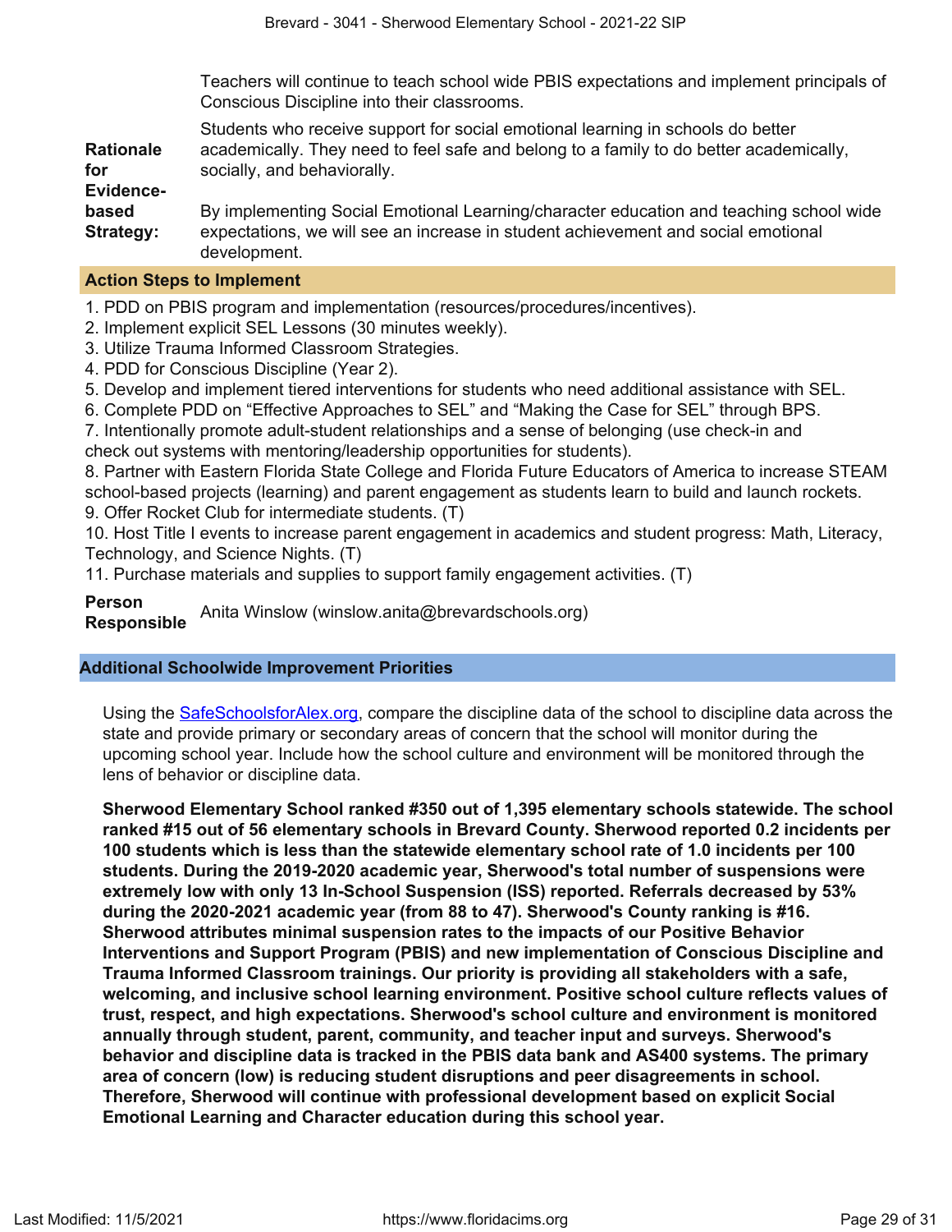Teachers will continue to teach school wide PBIS expectations and implement principals of Conscious Discipline into their classrooms.

**Rationale for Evidence-based Strategy:**

Students who receive support for social emotional learning in schools do better academically. They need to feel safe and belong to a family to do better academically, socially, and behaviorally.

By implementing Social Emotional Learning/character education and teaching school wide expectations, we will see an increase in student achievement and social emotional development.

### Action Steps to Implement

1. PDD on PBIS program and implementation (resources/procedures/incentives).
2. Implement explicit SEL Lessons (30 minutes weekly).
3. Utilize Trauma Informed Classroom Strategies.
4. PDD for Conscious Discipline (Year 2).
5. Develop and implement tiered interventions for students who need additional assistance with SEL.
6. Complete PDD on "Effective Approaches to SEL" and "Making the Case for SEL" through BPS.
7. Intentionally promote adult-student relationships and a sense of belonging (use check-in and check out systems with mentoring/leadership opportunities for students).
8. Partner with Eastern Florida State College and Florida Future Educators of America to increase STEAM school-based projects (learning) and parent engagement as students learn to build and launch rockets.
9. Offer Rocket Club for intermediate students. (T)
10. Host Title I events to increase parent engagement in academics and student progress: Math, Literacy, Technology, and Science Nights. (T)
11. Purchase materials and supplies to support family engagement activities. (T)

**Person Responsible** Anita Winslow (winslow.anita@brevardschools.org)

## Additional Schoolwide Improvement Priorities

Using the SafeSchoolsforAlex.org, compare the discipline data of the school to discipline data across the state and provide primary or secondary areas of concern that the school will monitor during the upcoming school year. Include how the school culture and environment will be monitored through the lens of behavior or discipline data.

**Sherwood Elementary School ranked #350 out of 1,395 elementary schools statewide. The school ranked #15 out of 56 elementary schools in Brevard County. Sherwood reported 0.2 incidents per 100 students which is less than the statewide elementary school rate of 1.0 incidents per 100 students. During the 2019-2020 academic year, Sherwood's total number of suspensions were extremely low with only 13 In-School Suspension (ISS) reported. Referrals decreased by 53% during the 2020-2021 academic year (from 88 to 47). Sherwood's County ranking is #16. Sherwood attributes minimal suspension rates to the impacts of our Positive Behavior Interventions and Support Program (PBIS) and new implementation of Conscious Discipline and Trauma Informed Classroom trainings. Our priority is providing all stakeholders with a safe, welcoming, and inclusive school learning environment. Positive school culture reflects values of trust, respect, and high expectations. Sherwood's school culture and environment is monitored annually through student, parent, community, and teacher input and surveys. Sherwood's behavior and discipline data is tracked in the PBIS data bank and AS400 systems. The primary area of concern (low) is reducing student disruptions and peer disagreements in school. Therefore, Sherwood will continue with professional development based on explicit Social Emotional Learning and Character education during this school year.**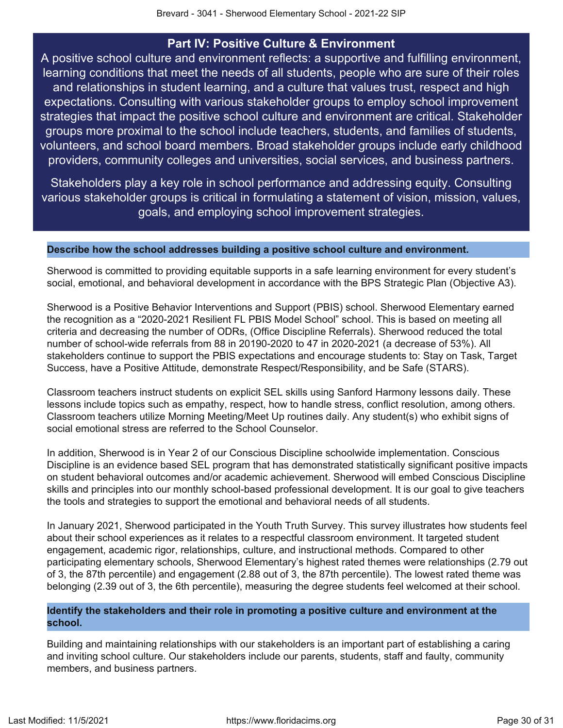## Part IV: Positive Culture & Environment

A positive school culture and environment reflects: a supportive and fulfilling environment, learning conditions that meet the needs of all students, people who are sure of their roles and relationships in student learning, and a culture that values trust, respect and high expectations. Consulting with various stakeholder groups to employ school improvement strategies that impact the positive school culture and environment are critical. Stakeholder groups more proximal to the school include teachers, students, and families of students, volunteers, and school board members. Broad stakeholder groups include early childhood providers, community colleges and universities, social services, and business partners.

Stakeholders play a key role in school performance and addressing equity. Consulting various stakeholder groups is critical in formulating a statement of vision, mission, values, goals, and employing school improvement strategies.

**Describe how the school addresses building a positive school culture and environment.**

Sherwood is committed to providing equitable supports in a safe learning environment for every student's social, emotional, and behavioral development in accordance with the BPS Strategic Plan (Objective A3).

Sherwood is a Positive Behavior Interventions and Support (PBIS) school. Sherwood Elementary earned the recognition as a "2020-2021 Resilient FL PBIS Model School" school. This is based on meeting all criteria and decreasing the number of ODRs, (Office Discipline Referrals). Sherwood reduced the total number of school-wide referrals from 88 in 20190-2020 to 47 in 2020-2021 (a decrease of 53%). All stakeholders continue to support the PBIS expectations and encourage students to: Stay on Task, Target Success, have a Positive Attitude, demonstrate Respect/Responsibility, and be Safe (STARS).

Classroom teachers instruct students on explicit SEL skills using Sanford Harmony lessons daily. These lessons include topics such as empathy, respect, how to handle stress, conflict resolution, among others. Classroom teachers utilize Morning Meeting/Meet Up routines daily. Any student(s) who exhibit signs of social emotional stress are referred to the School Counselor.

In addition, Sherwood is in Year 2 of our Conscious Discipline schoolwide implementation. Conscious Discipline is an evidence based SEL program that has demonstrated statistically significant positive impacts on student behavioral outcomes and/or academic achievement. Sherwood will embed Conscious Discipline skills and principles into our monthly school-based professional development. It is our goal to give teachers the tools and strategies to support the emotional and behavioral needs of all students.

In January 2021, Sherwood participated in the Youth Truth Survey. This survey illustrates how students feel about their school experiences as it relates to a respectful classroom environment. It targeted student engagement, academic rigor, relationships, culture, and instructional methods. Compared to other participating elementary schools, Sherwood Elementary's highest rated themes were relationships (2.79 out of 3, the 87th percentile) and engagement (2.88 out of 3, the 87th percentile). The lowest rated theme was belonging (2.39 out of 3, the 6th percentile), measuring the degree students feel welcomed at their school.

**Identify the stakeholders and their role in promoting a positive culture and environment at the school.**

Building and maintaining relationships with our stakeholders is an important part of establishing a caring and inviting school culture. Our stakeholders include our parents, students, staff and faulty, community members, and business partners.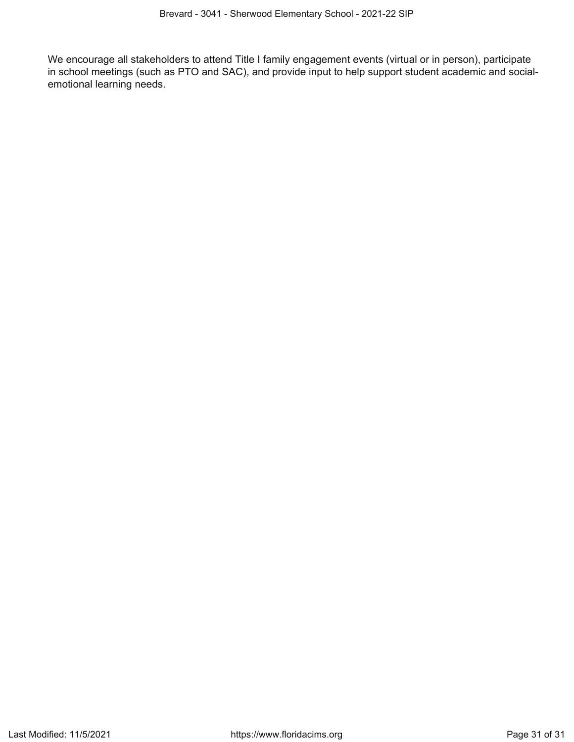We encourage all stakeholders to attend Title I family engagement events (virtual or in person), participate in school meetings (such as PTO and SAC), and provide input to help support student academic and social-emotional learning needs.